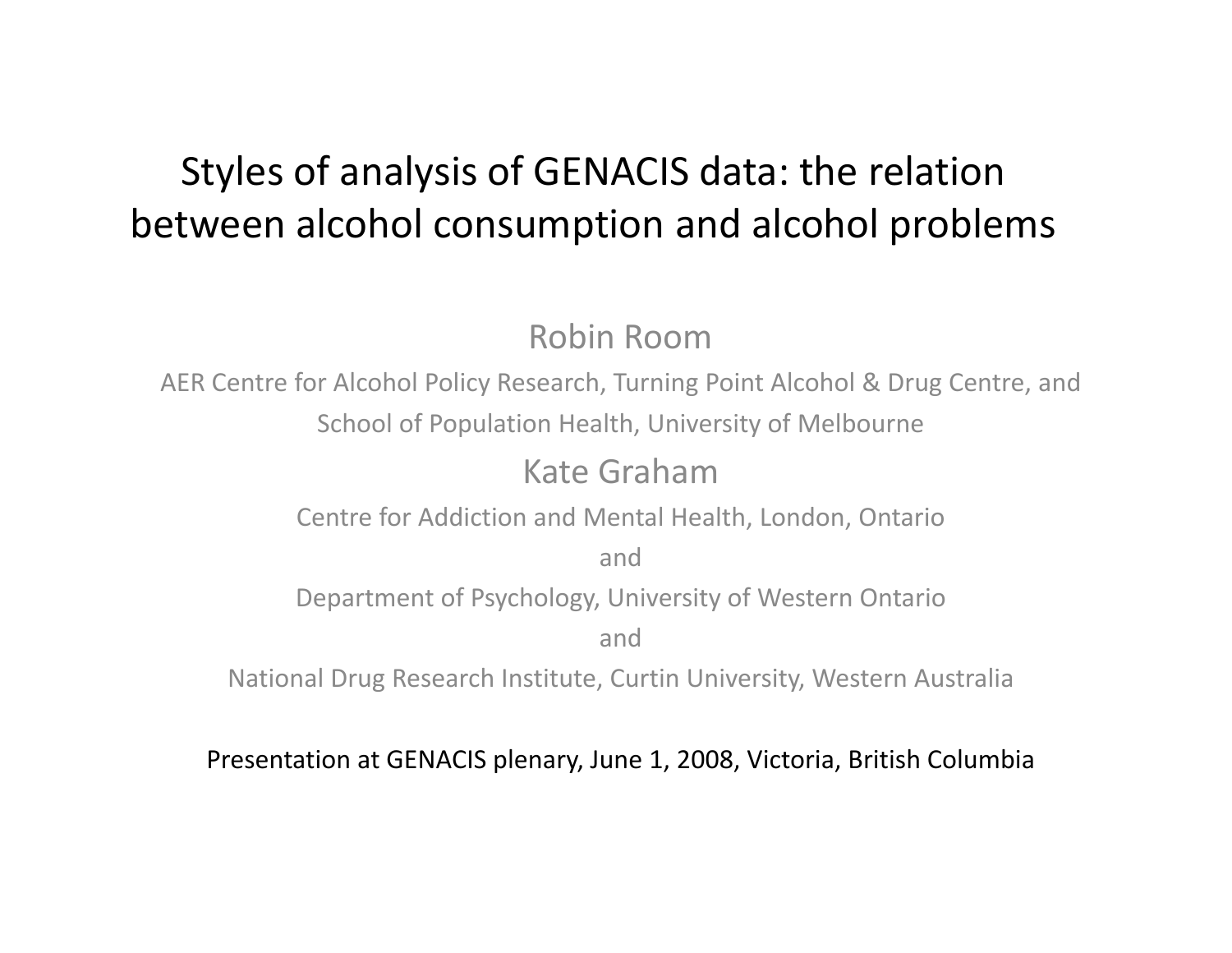# Styles of analysis of GENACIS data: the relation between alcohol consumption and alcohol problems

Robin Room

AER Centre for Alcohol Policy Research, Turning Point Alcohol & Drug Centre, and School of Population Health, University of Melbourne

Kate Graham

Centre for Addiction and Mental Health, London, Ontario

and

Department of Psychology, University of Western Ontario

and

National Drug Research Institute, Curtin University, Western Australia

Presentation at GENACIS plenary, June 1, 2008, Victoria, British Columbia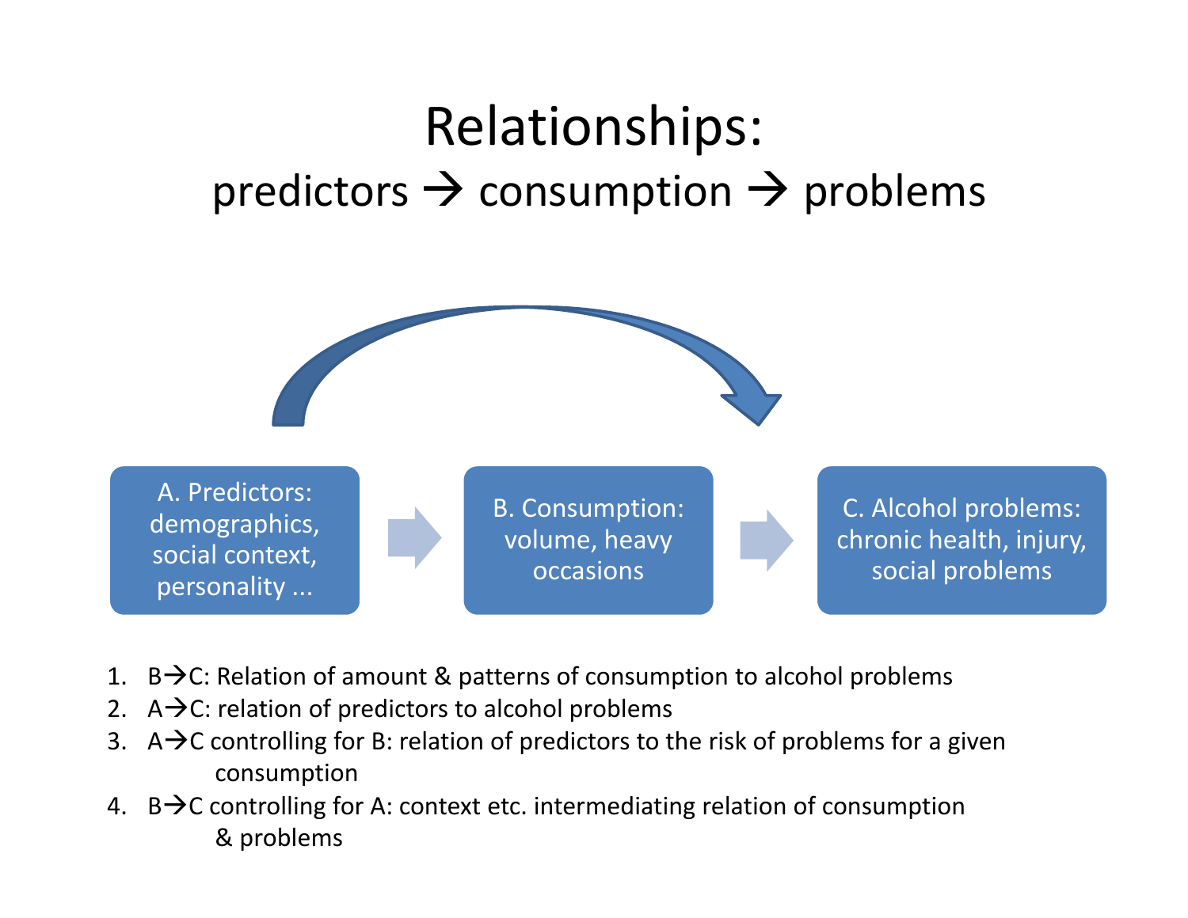# Relationships:

## predictors → consumption → problems

A. Predictors: demographics, social context, personality ...

B. Consumption: volume, heavy occasions

C. Alcohol problems: chronic health, injury, social problems

1. B→C: Relation of amount & patterns of consumption to alcohol problems
2. A→C: relation of predictors to alcohol problems
3. A→C controlling for B: relation of predictors to the risk of problems for a given consumption
4. B→C controlling for A: context etc. intermediating relation of consumption & problems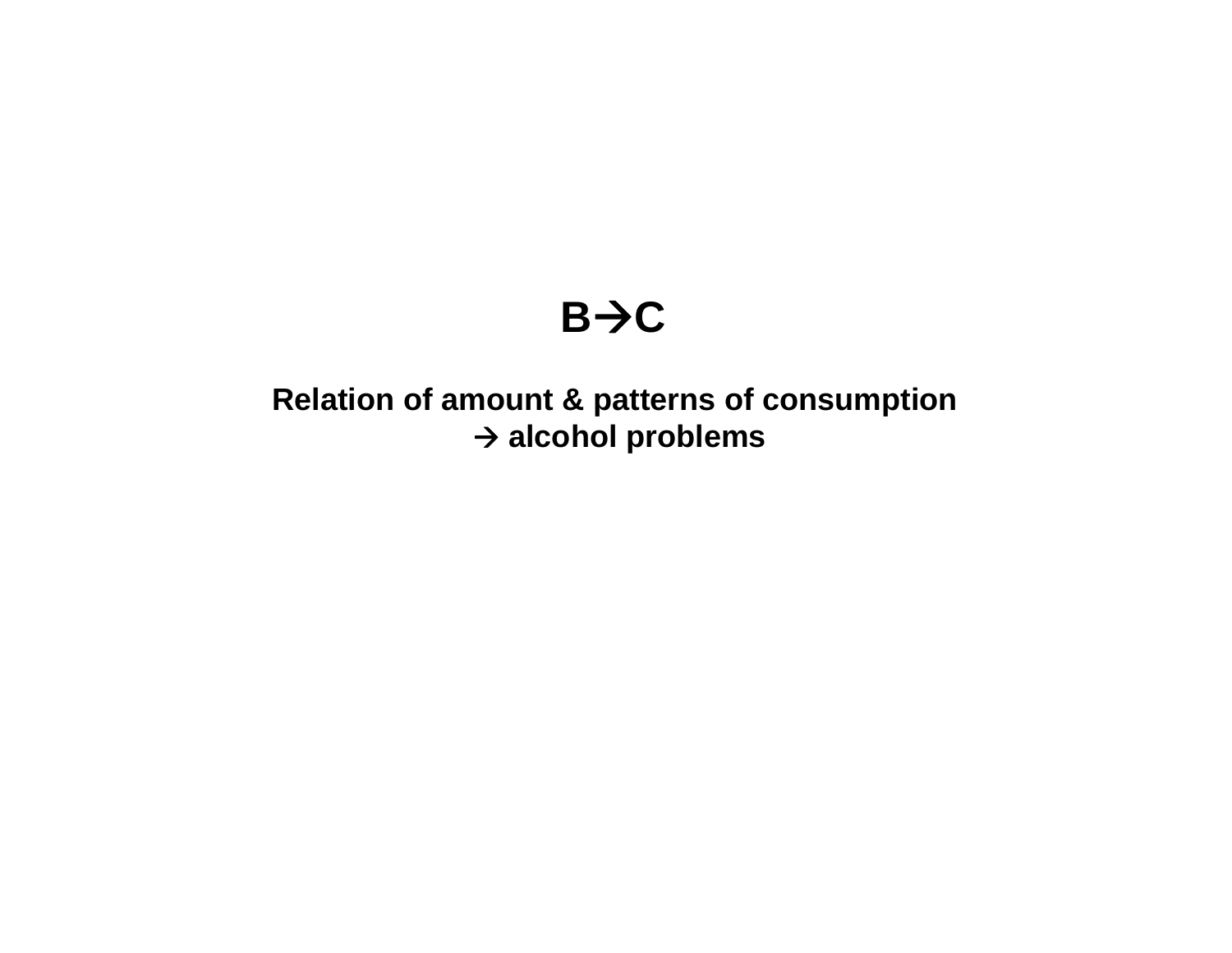# B→C

**Relation of amount & patterns of consumption → alcohol problems**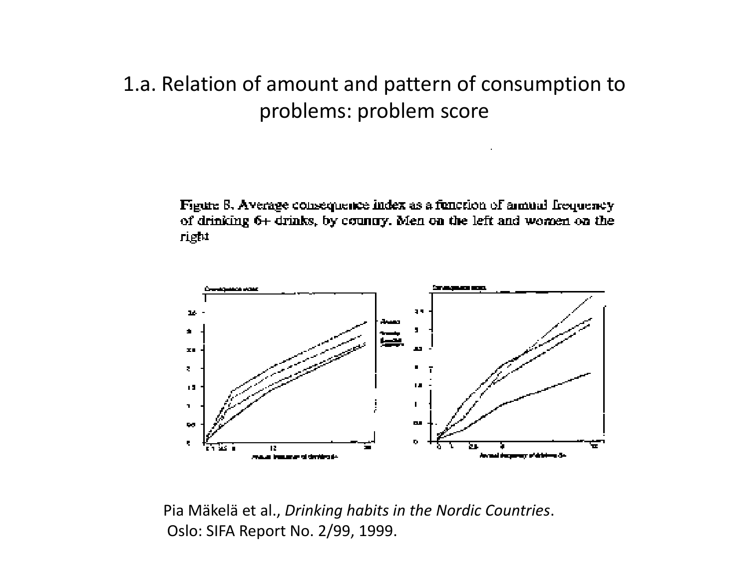# 1.a. Relation of amount and pattern of consumption to problems: problem score

Figure 8. Average consequence index as a function of annual frequency of drinking 6+ drinks, by country. Men on the left and women on the right

Pia Mäkelä et al., *Drinking habits in the Nordic Countries*. Oslo: SIFA Report No. 2/99, 1999.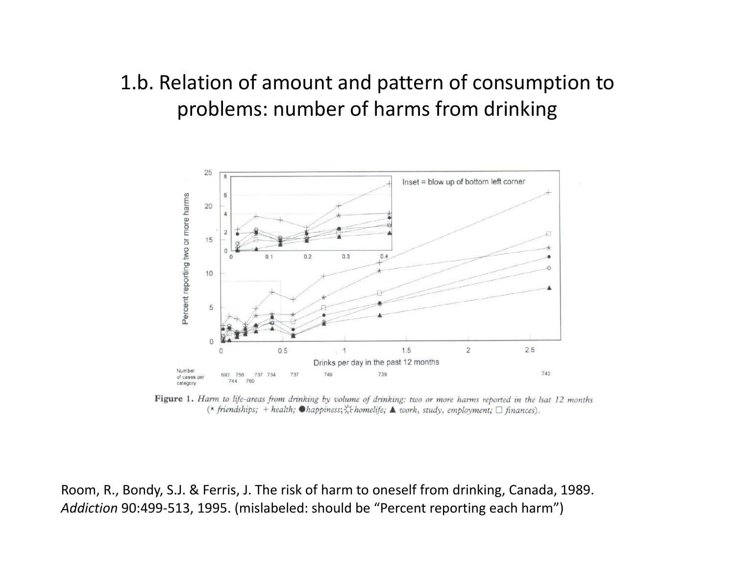# 1.b. Relation of amount and pattern of consumption to problems: number of harms from drinking

**Figure 1.** *Harm to life-areas from drinking by volume of drinking: two or more harms reported in the lsat 12 months* (* *friendships;* + *health;* ● *happiness;* ☼ *homelife;* ▲ *work, study, employment;* □ *finances*).

Room, R., Bondy, S.J. & Ferris, J. The risk of harm to oneself from drinking, Canada, 1989. *Addiction* 90:499-513, 1995. (mislabeled: should be "Percent reporting each harm")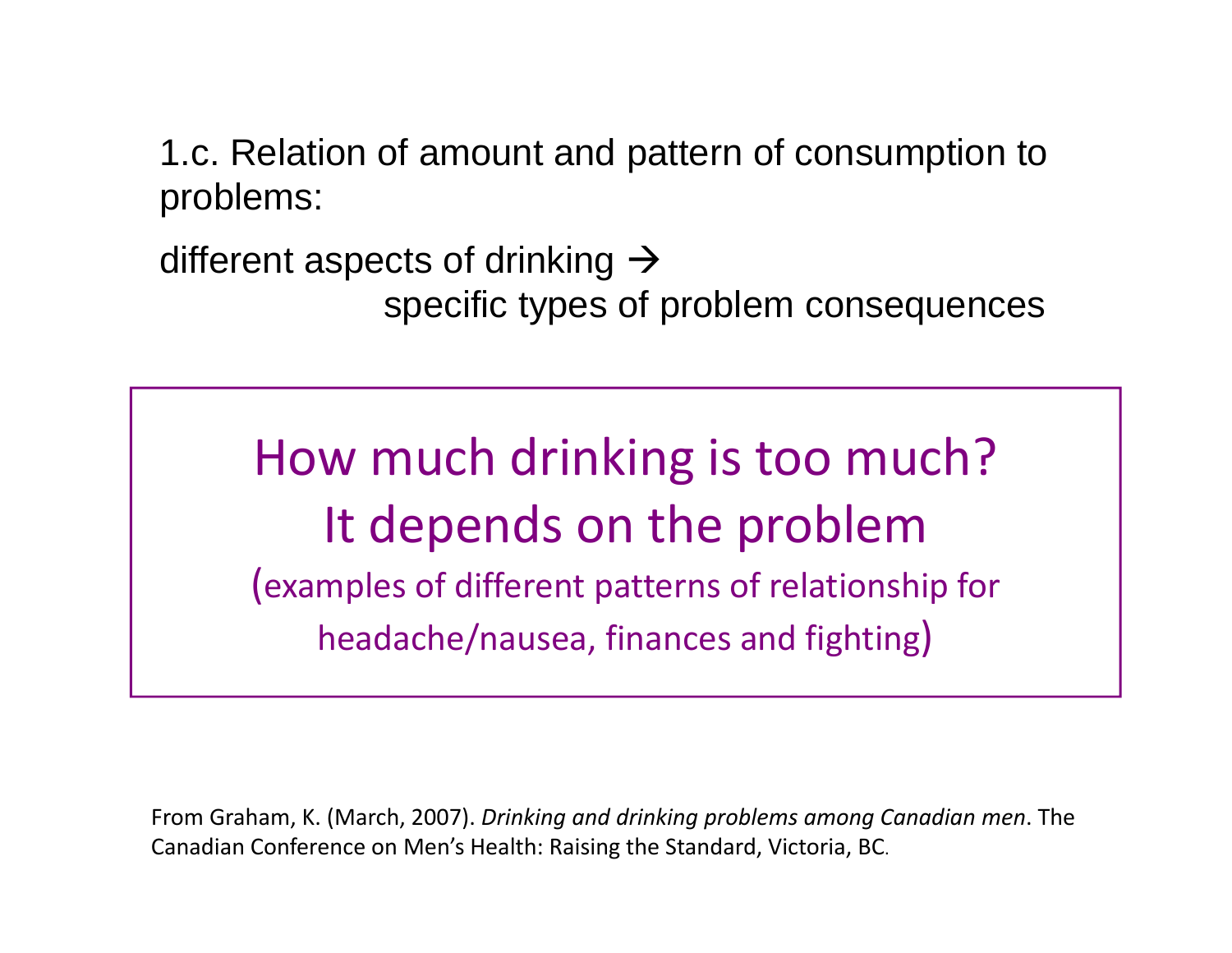1.c. Relation of amount and pattern of consumption to problems:

different aspects of drinking → specific types of problem consequences

## How much drinking is too much?
## It depends on the problem

(examples of different patterns of relationship for headache/nausea, finances and fighting)

From Graham, K. (March, 2007). *Drinking and drinking problems among Canadian men*. The Canadian Conference on Men's Health: Raising the Standard, Victoria, BC.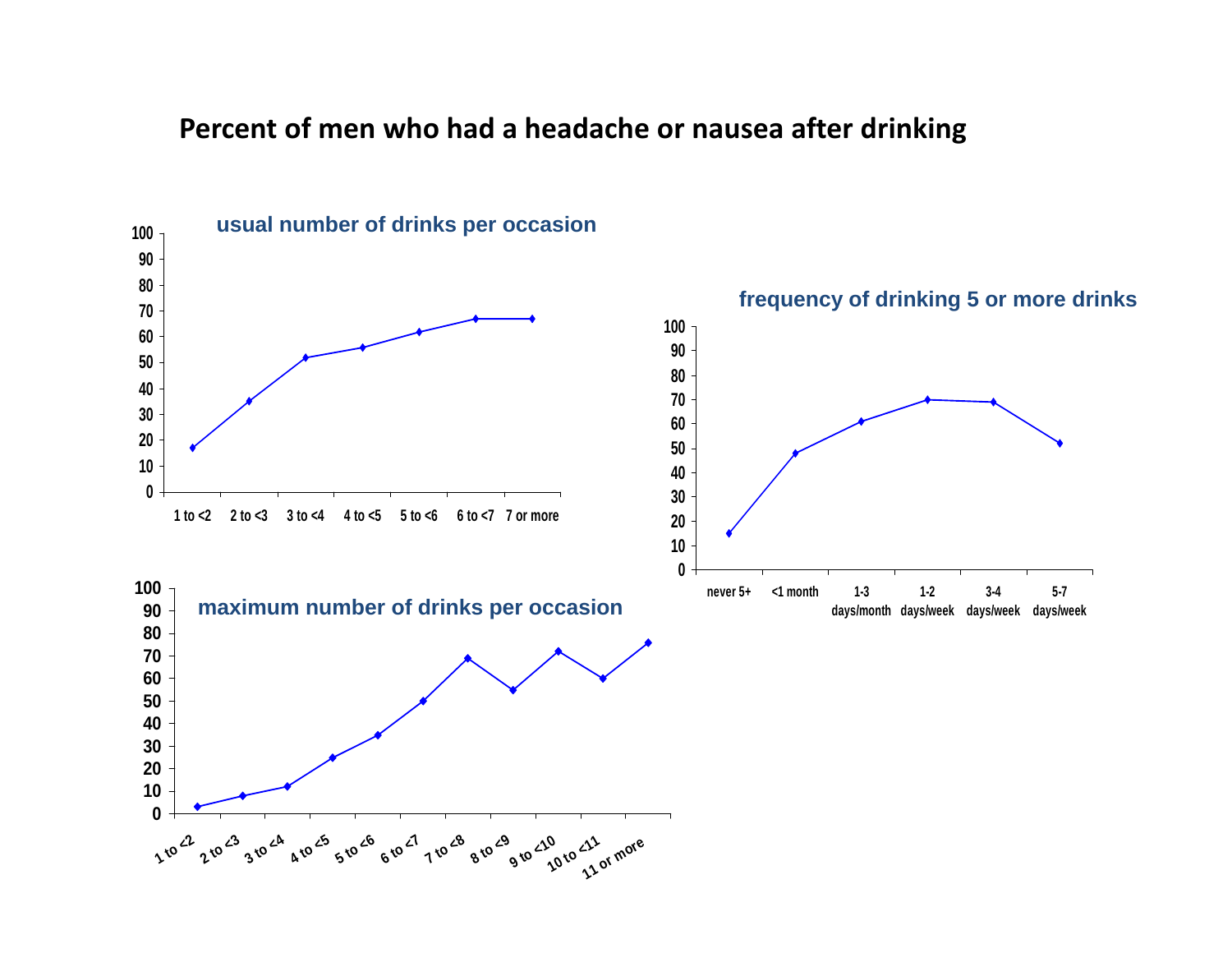# Percent of men who had a headache or nausea after drinking

### usual number of drinks per occasion

| Usual number of drinks | Percent |
|---|---|
| 1 to <2 | 17 |
| 2 to <3 | 35 |
| 3 to <4 | 52 |
| 4 to <5 | 56 |
| 5 to <6 | 62 |
| 6 to <7 | 67 |
| 7 or more | 67 |

### frequency of drinking 5 or more drinks

| Frequency | Percent |
|---|---|
| never 5+ | 15 |
| <1 month | 48 |
| 1-3 days/month | 61 |
| 1-2 days/week | 70 |
| 3-4 days/week | 69 |
| 5-7 days/week | 52 |

### maximum number of drinks per occasion

| Maximum number of drinks | Percent |
|---|---|
| 1 to <2 | 3 |
| 2 to <3 | 8 |
| 3 to <4 | 12 |
| 4 to <5 | 25 |
| 5 to <6 | 35 |
| 6 to <7 | 50 |
| 7 to <8 | 69 |
| 8 to <9 | 55 |
| 9 to <10 | 72 |
| 10 to <11 | 60 |
| 11 or more | 76 |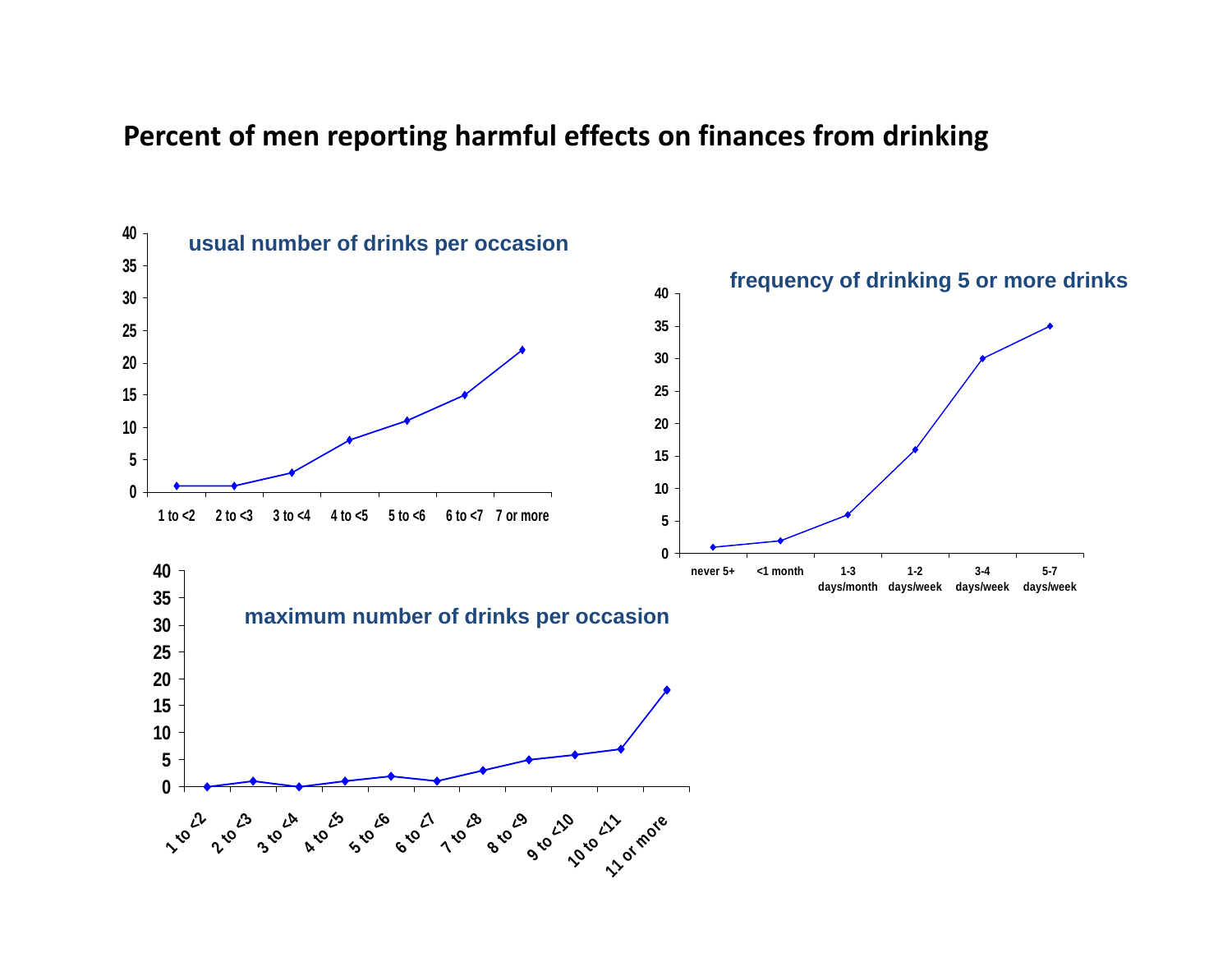# Percent of men reporting harmful effects on finances from drinking

**usual number of drinks per occasion**

| Usual number of drinks per occasion | Percent |
|---|---|
| 1 to <2 | 1 |
| 2 to <3 | 1 |
| 3 to <4 | 3 |
| 4 to <5 | 8 |
| 5 to <6 | 11 |
| 6 to <7 | 15 |
| 7 or more | 22 |

**frequency of drinking 5 or more drinks**

| Frequency of drinking 5 or more drinks | Percent |
|---|---|
| never 5+ | 1 |
| <1 month | 2 |
| 1-3 days/month | 6 |
| 1-2 days/week | 16 |
| 3-4 days/week | 30 |
| 5-7 days/week | 35 |

**maximum number of drinks per occasion**

| Maximum number of drinks per occasion | Percent |
|---|---|
| 1 to <2 | 0 |
| 2 to <3 | 1 |
| 3 to <4 | 0 |
| 4 to <5 | 1 |
| 5 to <6 | 2 |
| 6 to <7 | 1 |
| 7 to <8 | 3 |
| 8 to <9 | 5 |
| 9 to <10 | 6 |
| 10 to <11 | 7 |
| 11 or more | 18 |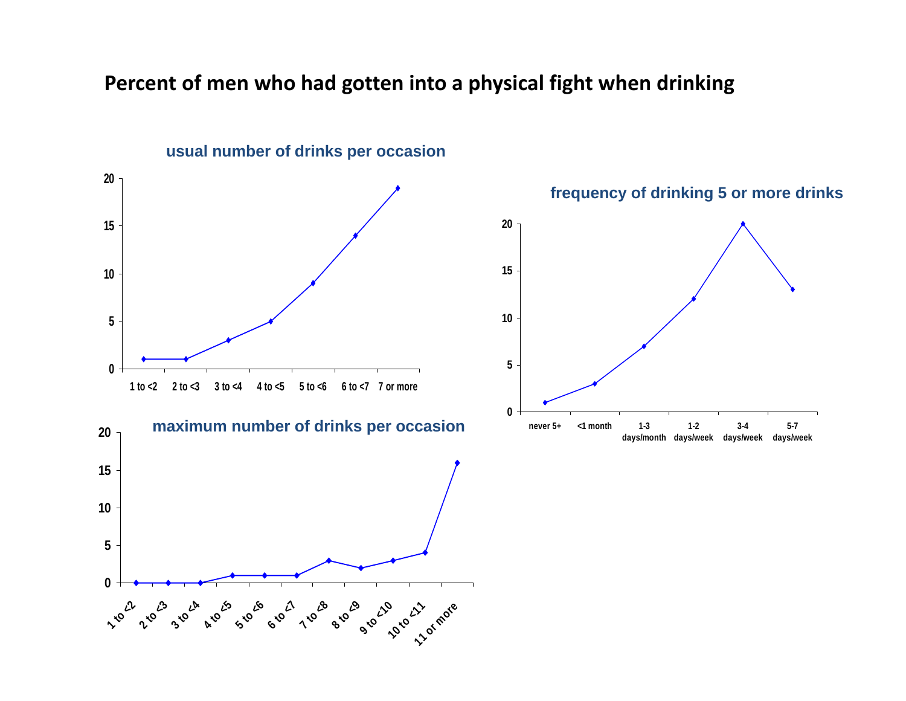# Percent of men who had gotten into a physical fight when drinking

### usual number of drinks per occasion

| Usual number of drinks | Percent |
|---|---|
| 1 to <2 | 1 |
| 2 to <3 | 1 |
| 3 to <4 | 3 |
| 4 to <5 | 5 |
| 5 to <6 | 9 |
| 6 to <7 | 14 |
| 7 or more | 19 |

### frequency of drinking 5 or more drinks

| Frequency | Percent |
|---|---|
| never 5+ | 1 |
| <1 month | 3 |
| 1-3 days/month | 7 |
| 1-2 days/week | 12 |
| 3-4 days/week | 20 |
| 5-7 days/week | 13 |

### maximum number of drinks per occasion

| Maximum number of drinks | Percent |
|---|---|
| 1 to <2 | 0 |
| 2 to <3 | 0 |
| 3 to <4 | 0 |
| 4 to <5 | 1 |
| 5 to <6 | 1 |
| 6 to <7 | 1 |
| 7 to <8 | 3 |
| 8 to <9 | 2 |
| 9 to <10 | 3 |
| 10 to <11 | 4 |
| 11 or more | 16 |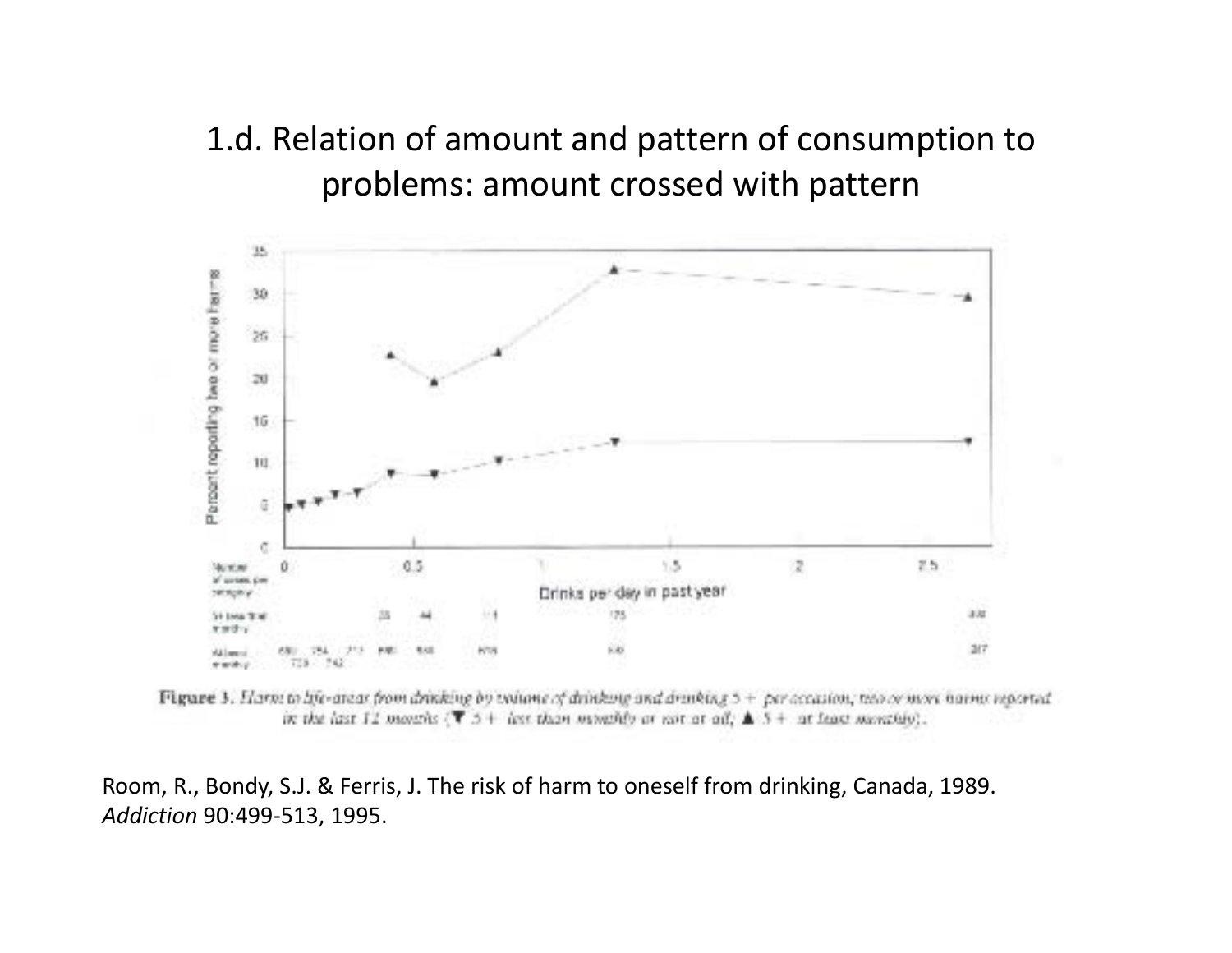# 1.d. Relation of amount and pattern of consumption to problems: amount crossed with pattern

Figure 3. Harm to life-areas from drinking by volume of drinking and drinking 5 + per occasion, two or more harms reported in the last 12 months (▼ 5 + less than monthly or not at all, ▲ 5 + at least monthly).

Room, R., Bondy, S.J. & Ferris, J. The risk of harm to oneself from drinking, Canada, 1989. *Addiction* 90:499-513, 1995.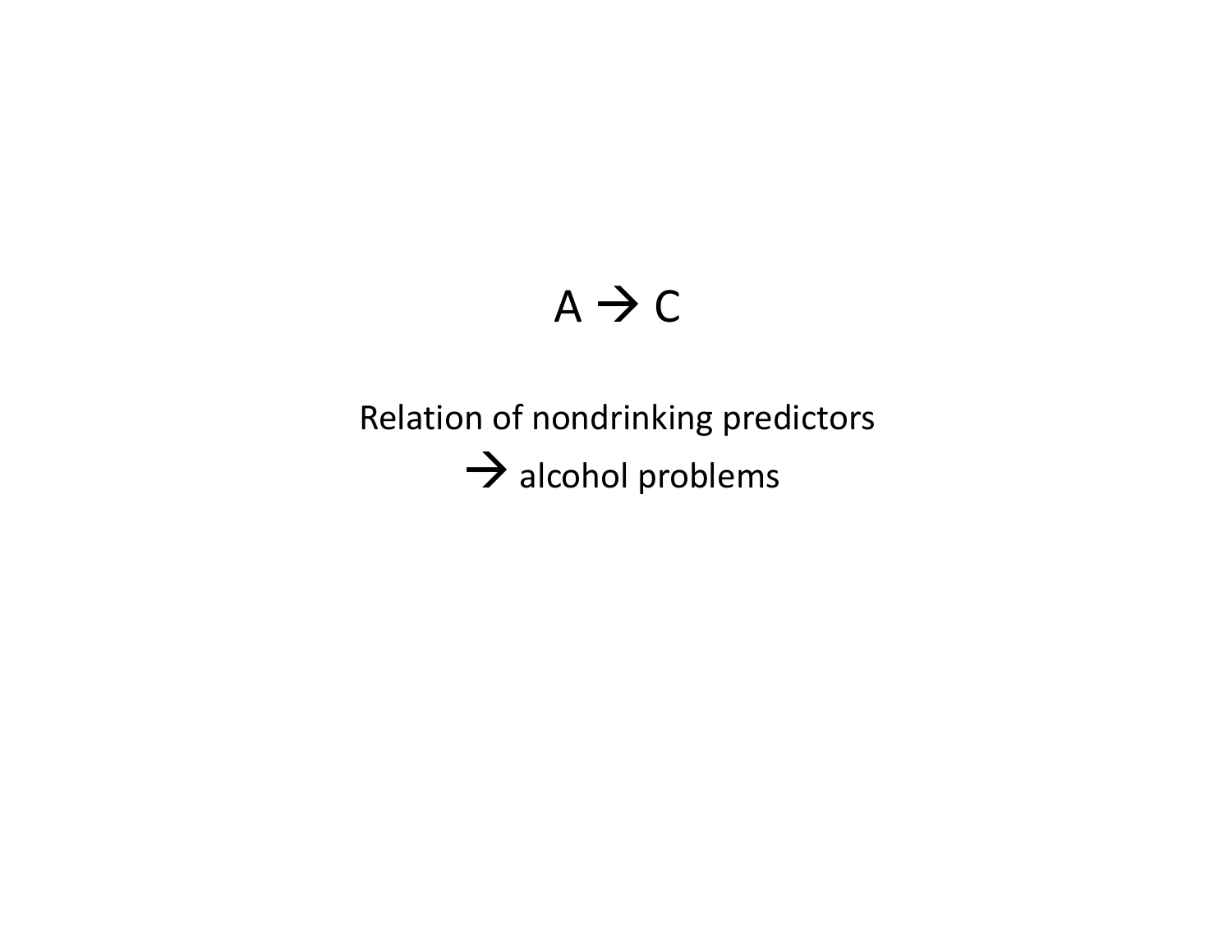# A → C

Relation of nondrinking predictors
→ alcohol problems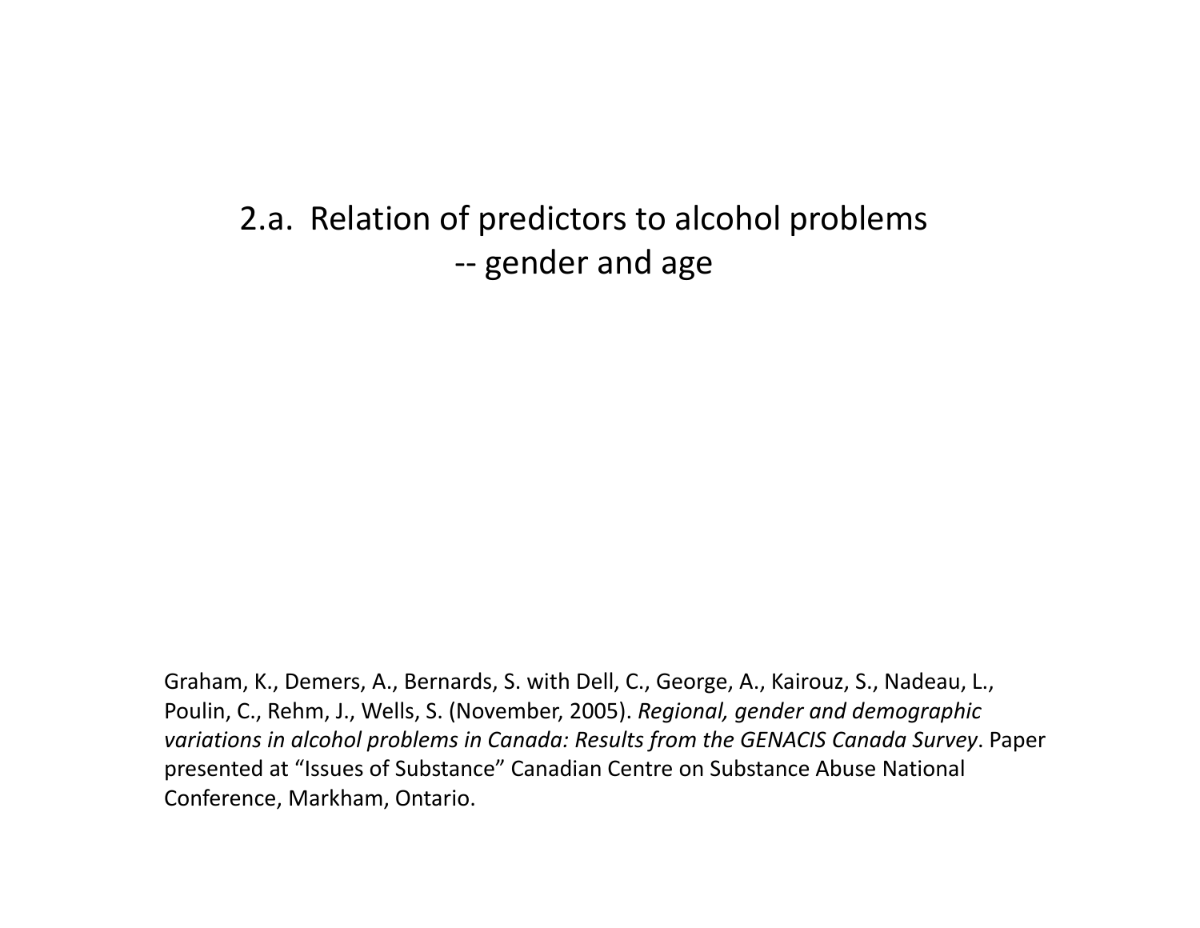## 2.a. Relation of predictors to alcohol problems -- gender and age

Graham, K., Demers, A., Bernards, S. with Dell, C., George, A., Kairouz, S., Nadeau, L., Poulin, C., Rehm, J., Wells, S. (November, 2005). *Regional, gender and demographic variations in alcohol problems in Canada: Results from the GENACIS Canada Survey*. Paper presented at "Issues of Substance" Canadian Centre on Substance Abuse National Conference, Markham, Ontario.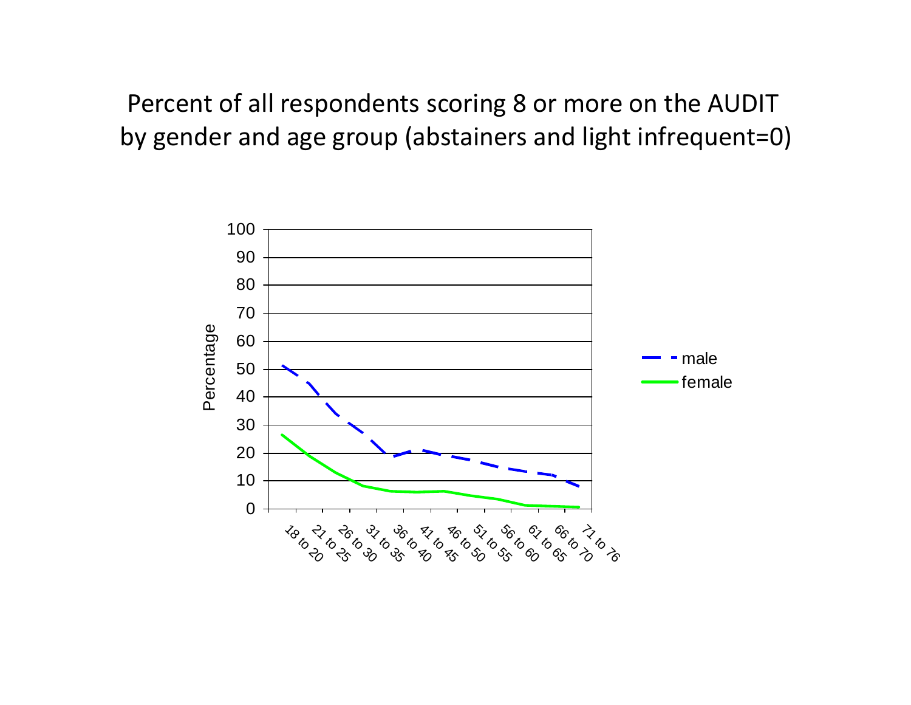# Percent of all respondents scoring 8 or more on the AUDIT by gender and age group (abstainers and light infrequent=0)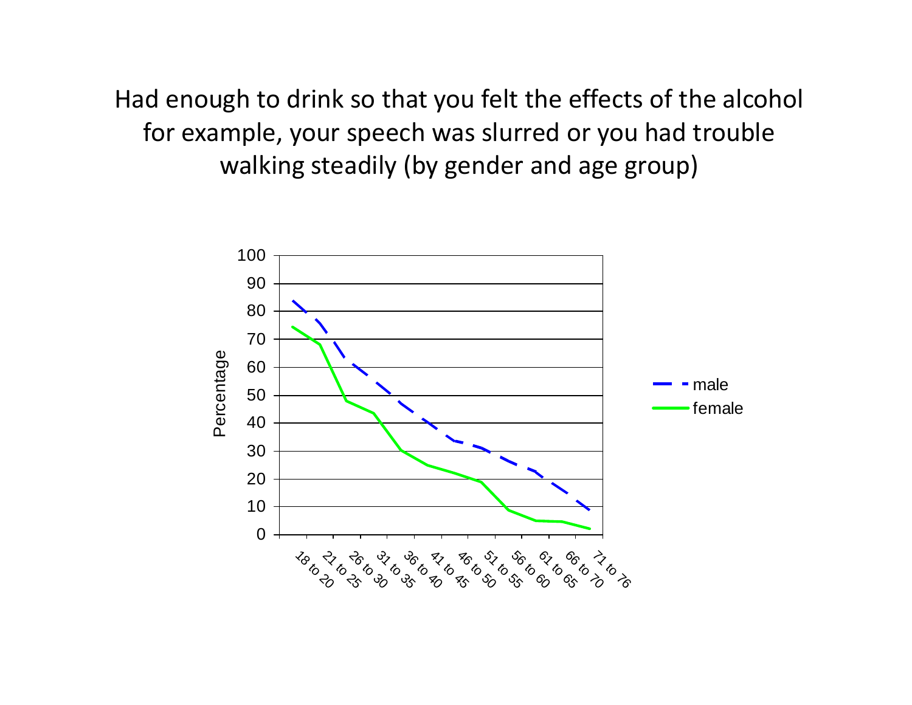# Had enough to drink so that you felt the effects of the alcohol for example, your speech was slurred or you had trouble walking steadily (by gender and age group)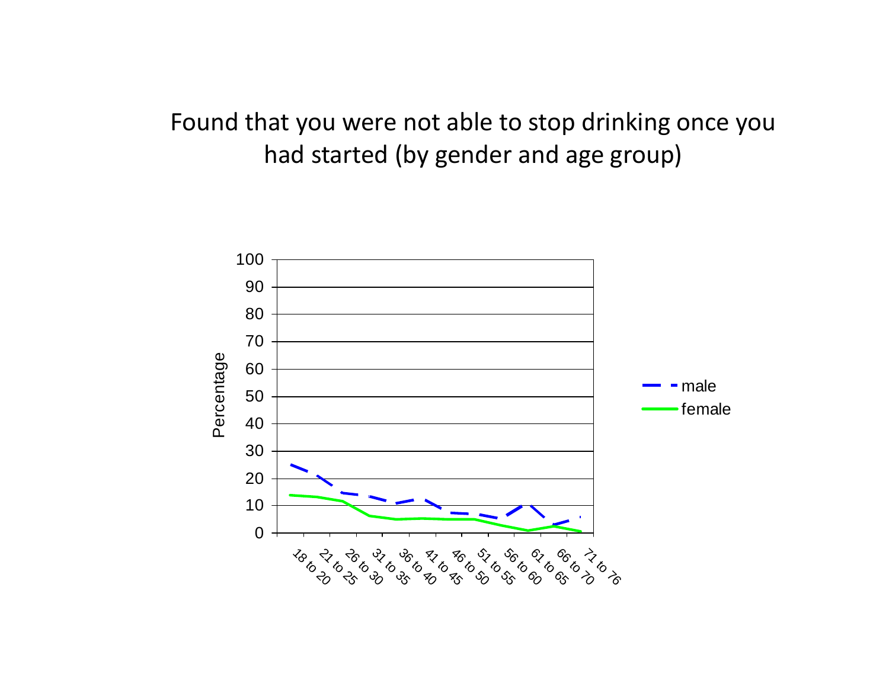# Found that you were not able to stop drinking once you had started (by gender and age group)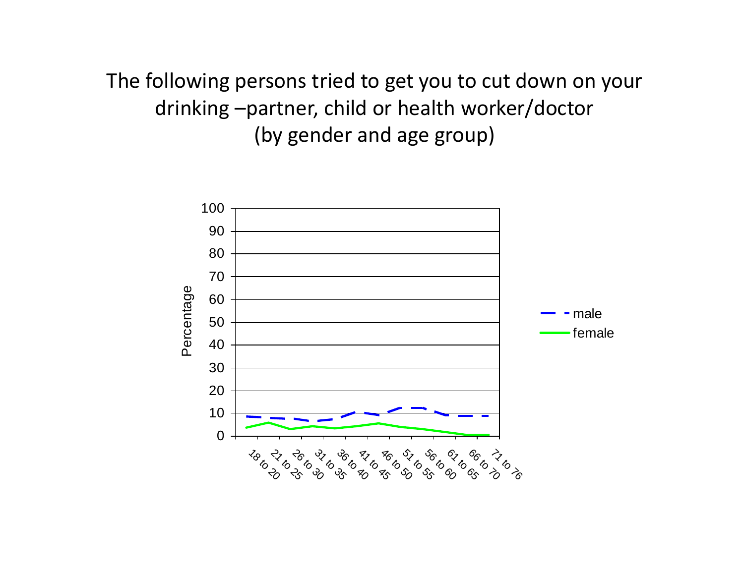# The following persons tried to get you to cut down on your drinking –partner, child or health worker/doctor (by gender and age group)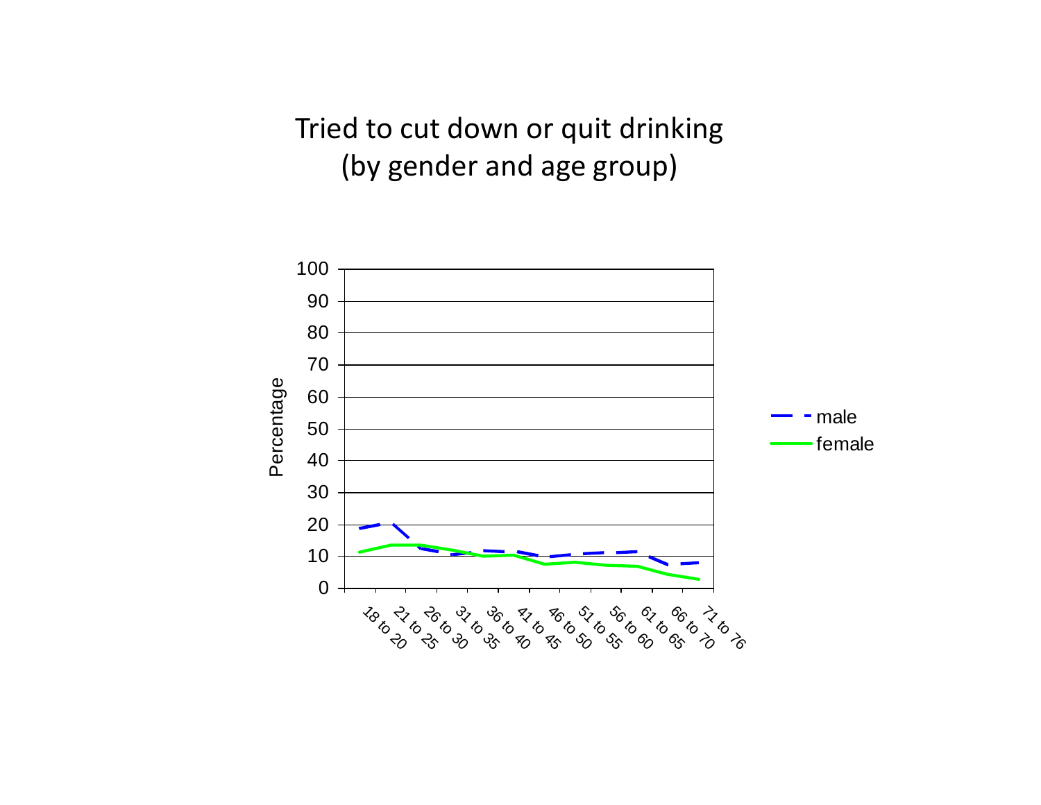# Tried to cut down or quit drinking (by gender and age group)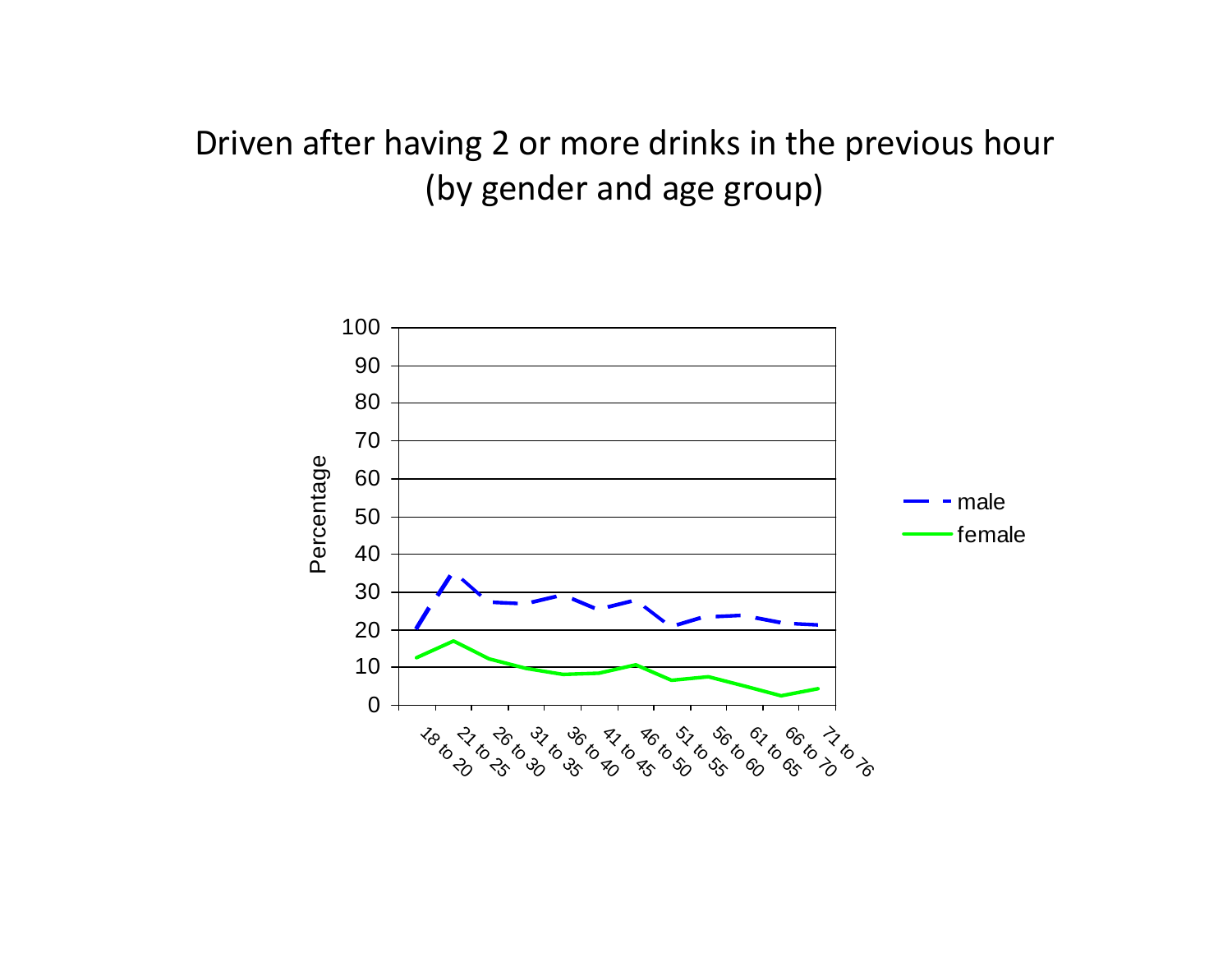# Driven after having 2 or more drinks in the previous hour (by gender and age group)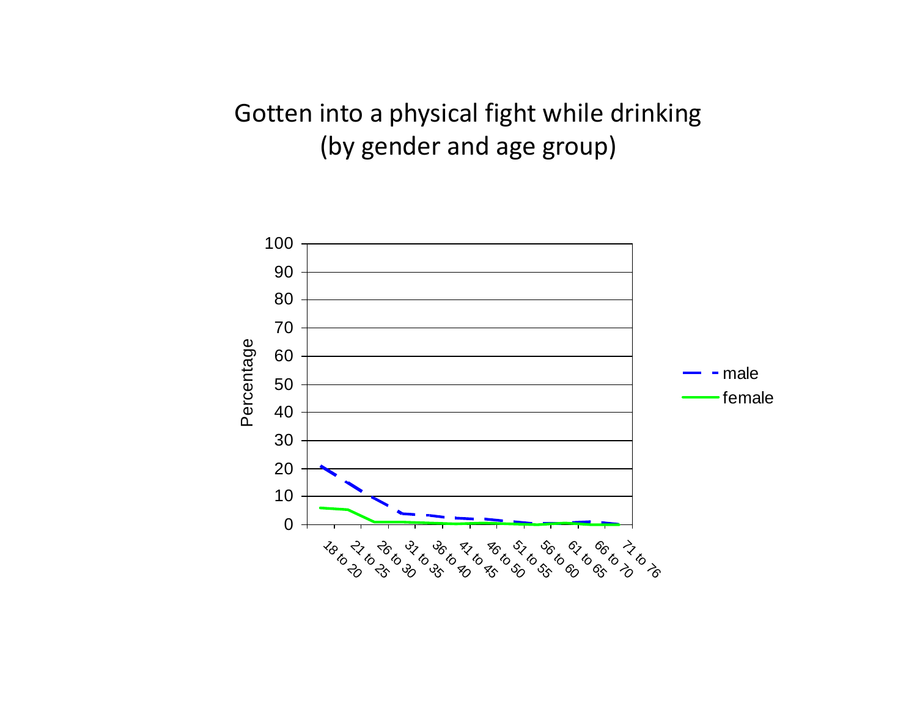# Gotten into a physical fight while drinking (by gender and age group)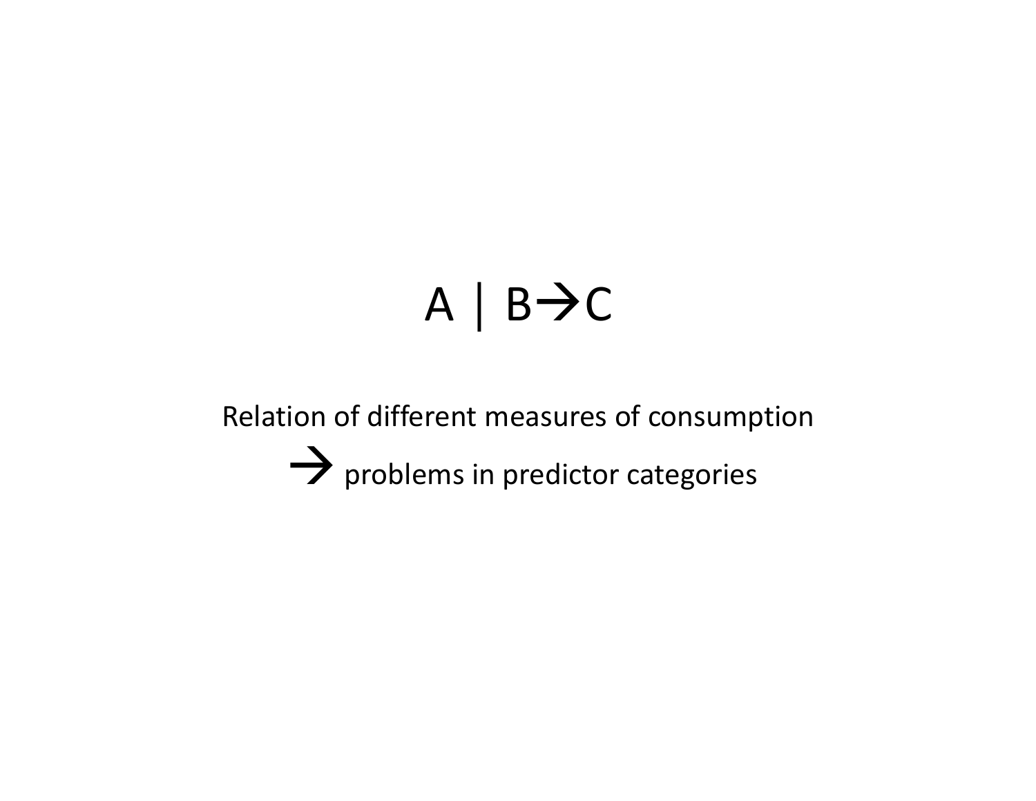# A | B→C

Relation of different measures of consumption

→ problems in predictor categories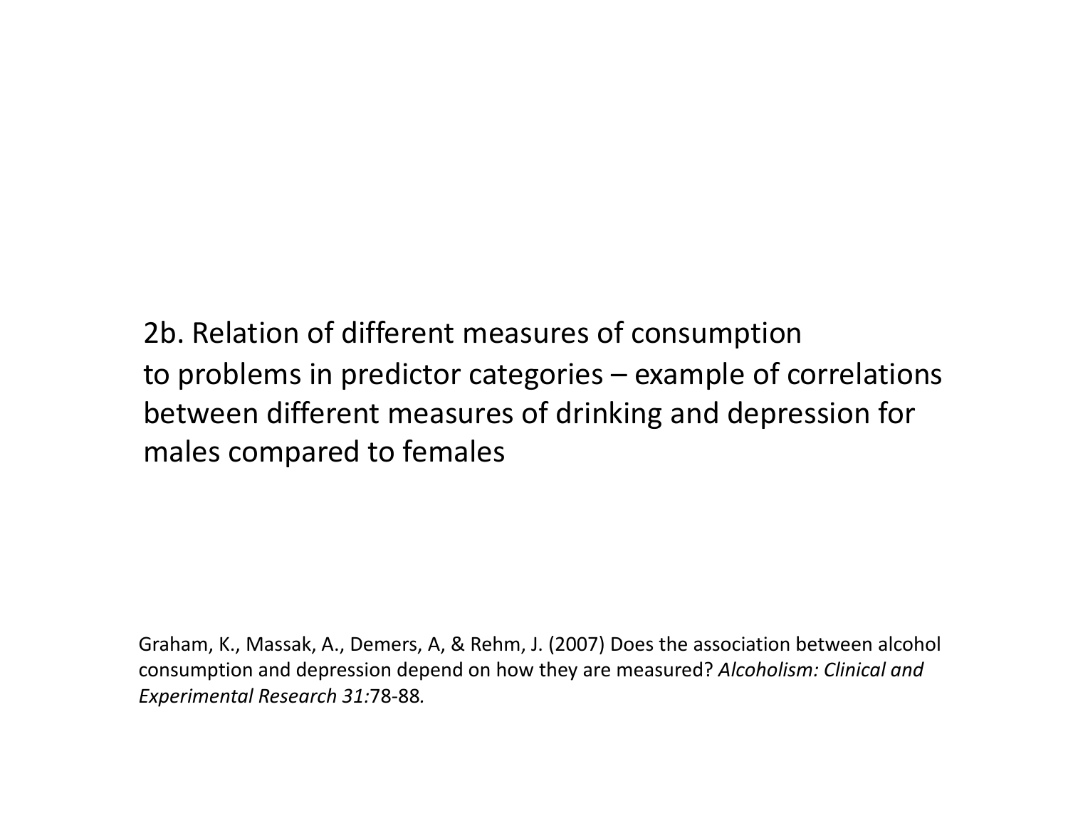## 2b. Relation of different measures of consumption to problems in predictor categories – example of correlations between different measures of drinking and depression for males compared to females

Graham, K., Massak, A., Demers, A, & Rehm, J. (2007) Does the association between alcohol consumption and depression depend on how they are measured? *Alcoholism: Clinical and Experimental Research 31:*78-88*.*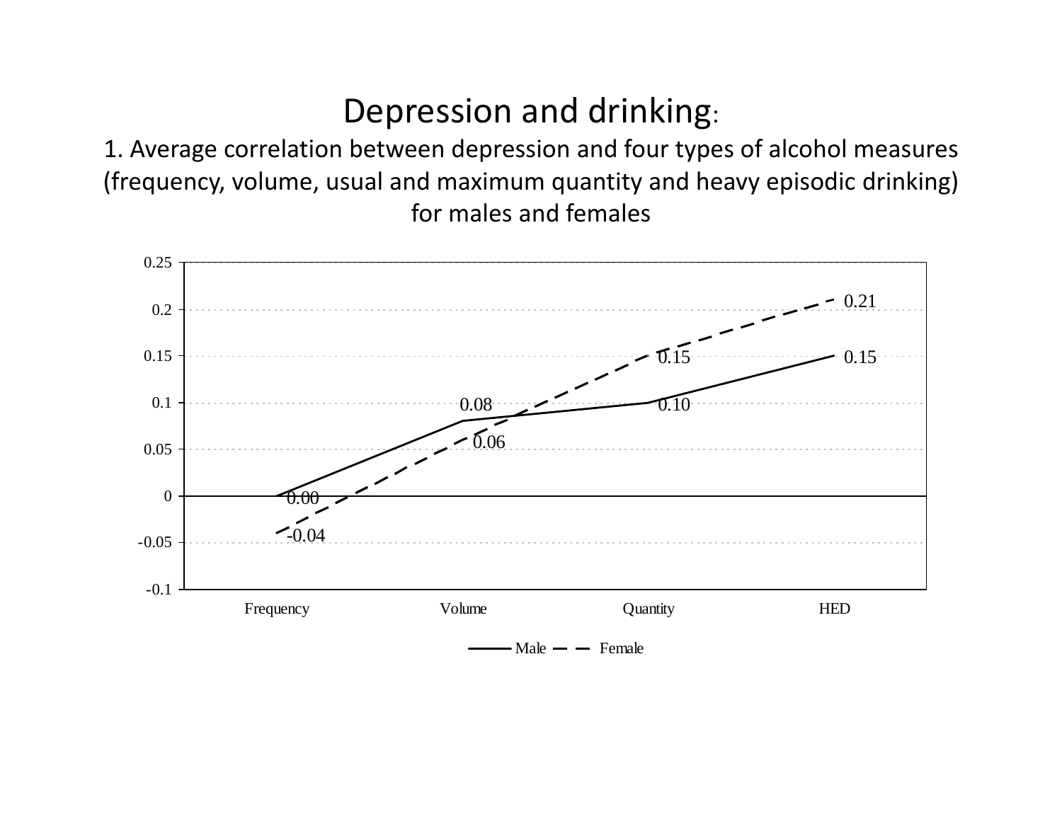# Depression and drinking:

1. Average correlation between depression and four types of alcohol measures (frequency, volume, usual and maximum quantity and heavy episodic drinking) for males and females

| | Frequency | Volume | Quantity | HED |
|---|---|---|---|---|
| Male | 0.00 | 0.08 | 0.10 | 0.15 |
| Female | -0.04 | 0.06 | 0.15 | 0.21 |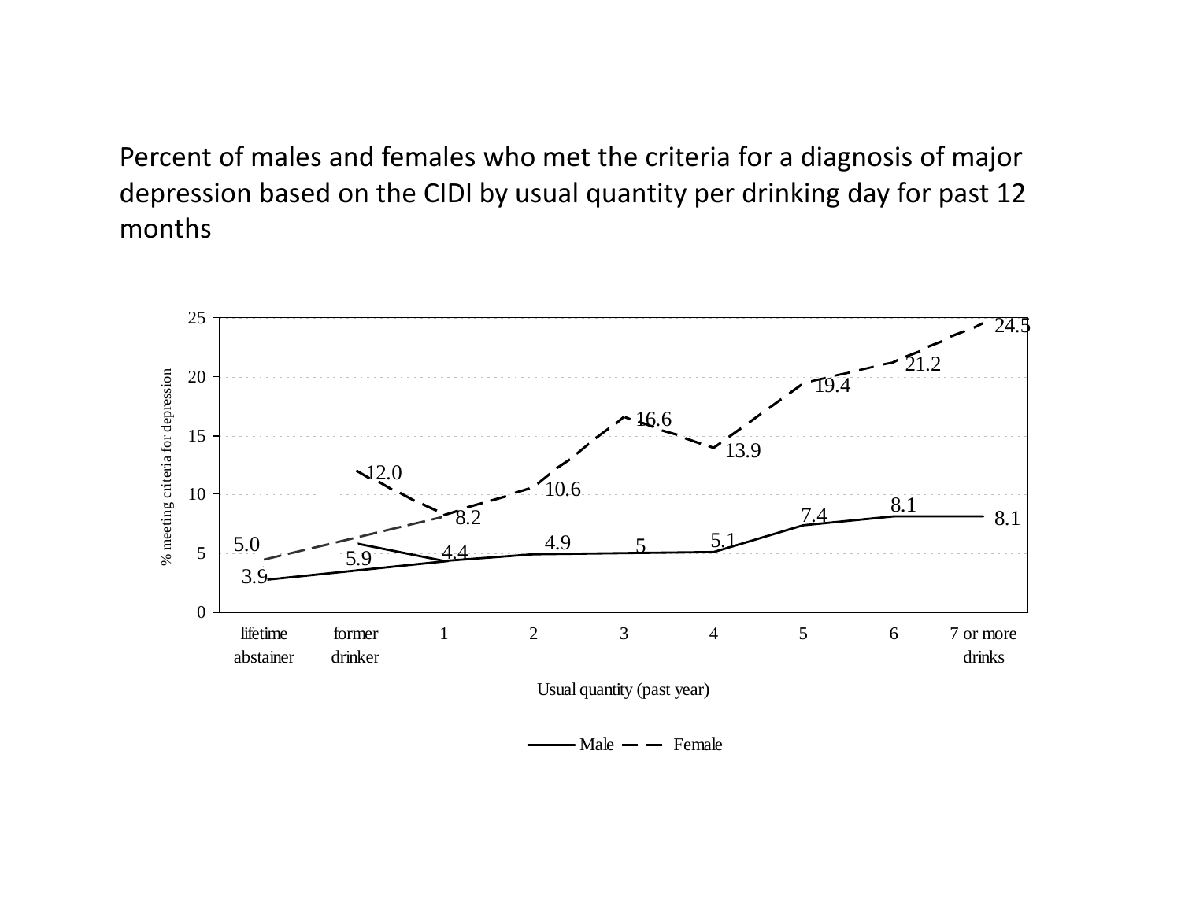Percent of males and females who met the criteria for a diagnosis of major depression based on the CIDI by usual quantity per drinking day for past 12 months

| Usual quantity (past year) | Male | Female |
|---|---|---|
| lifetime abstainer | 3.9 | 5.0 |
| former drinker | 5.9 | 12.0 |
| 1 | 4.4 | 8.2 |
| 2 | 4.9 | 10.6 |
| 3 | 5 | 16.6 |
| 4 | 5.1 | 13.9 |
| 5 | 7.4 | 19.4 |
| 6 | 8.1 | 21.2 |
| 7 or more drinks | 8.1 | 24.5 |

Y-axis: % meeting criteria for depression (0–25)

X-axis: Usual quantity (past year)

Legend: Male — Female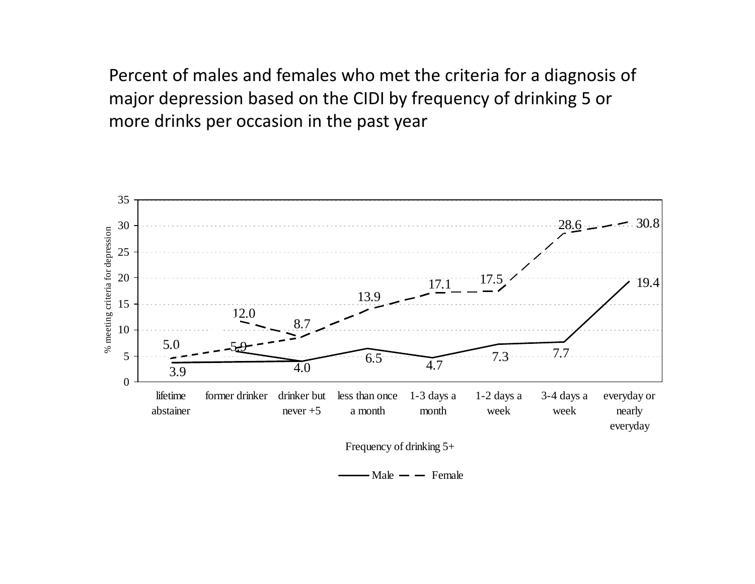Percent of males and females who met the criteria for a diagnosis of major depression based on the CIDI by frequency of drinking 5 or more drinks per occasion in the past year

| Frequency of drinking 5+ | Male | Female |
| --- | --- | --- |
| lifetime abstainer | 3.9 | 5.0 |
| former drinker | 5.9 | 12.0 |
| drinker but never +5 | 4.0 | 8.7 |
| less than once a month | 6.5 | 13.9 |
| 1-3 days a month | 4.7 | 17.1 |
| 1-2 days a week | 7.3 | 17.5 |
| 3-4 days a week | 7.7 | 28.6 |
| everyday or nearly everyday | 19.4 | 30.8 |

% meeting criteria for depression

Frequency of drinking 5+

Male — Female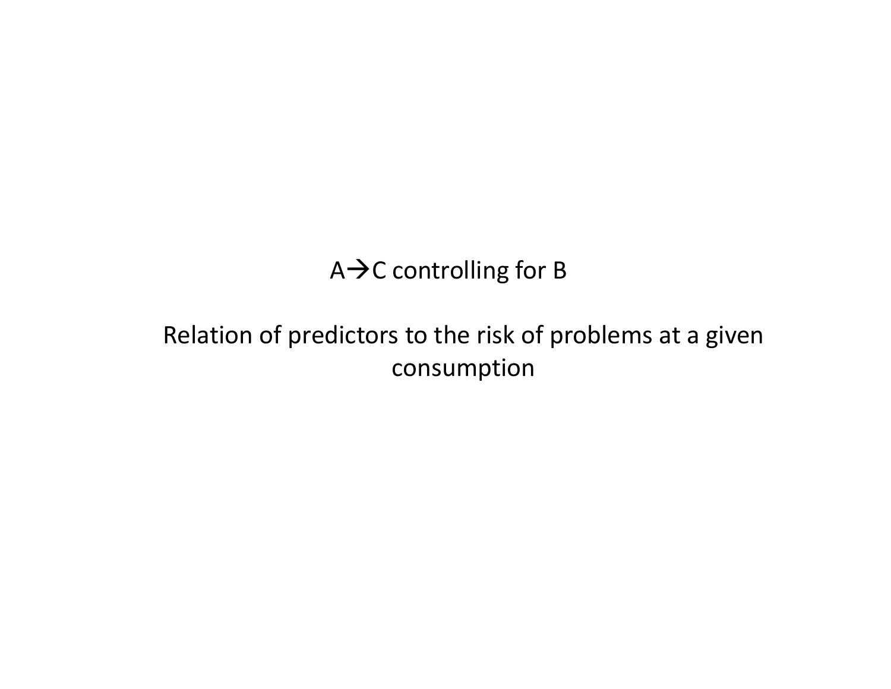A→C controlling for B

Relation of predictors to the risk of problems at a given consumption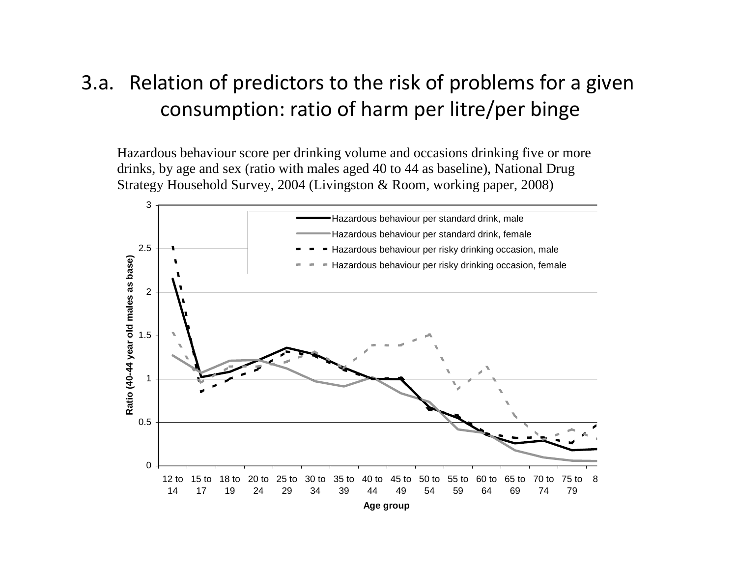# 3.a. Relation of predictors to the risk of problems for a given consumption: ratio of harm per litre/per binge

Hazardous behaviour score per drinking volume and occasions drinking five or more drinks, by age and sex (ratio with males aged 40 to 44 as baseline), National Drug Strategy Household Survey, 2004 (Livingston & Room, working paper, 2008)

- Hazardous behaviour per standard drink, male
- Hazardous behaviour per standard drink, female
- Hazardous behaviour per risky drinking occasion, male
- Hazardous behaviour per risky drinking occasion, female

Ratio (40-44 year old males as base)

Age group: 12 to 14, 15 to 17, 18 to 19, 20 to 24, 25 to 29, 30 to 34, 35 to 39, 40 to 44, 45 to 49, 50 to 54, 55 to 59, 60 to 64, 65 to 69, 70 to 74, 75 to 79, 8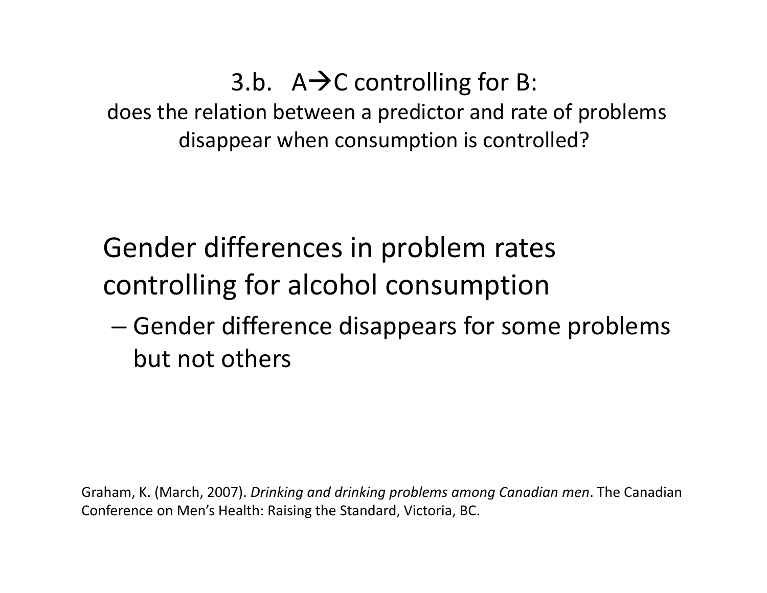## 3.b. A→C controlling for B:

does the relation between a predictor and rate of problems disappear when consumption is controlled?

Gender differences in problem rates controlling for alcohol consumption

- Gender difference disappears for some problems but not others

Graham, K. (March, 2007). *Drinking and drinking problems among Canadian men*. The Canadian Conference on Men's Health: Raising the Standard, Victoria, BC.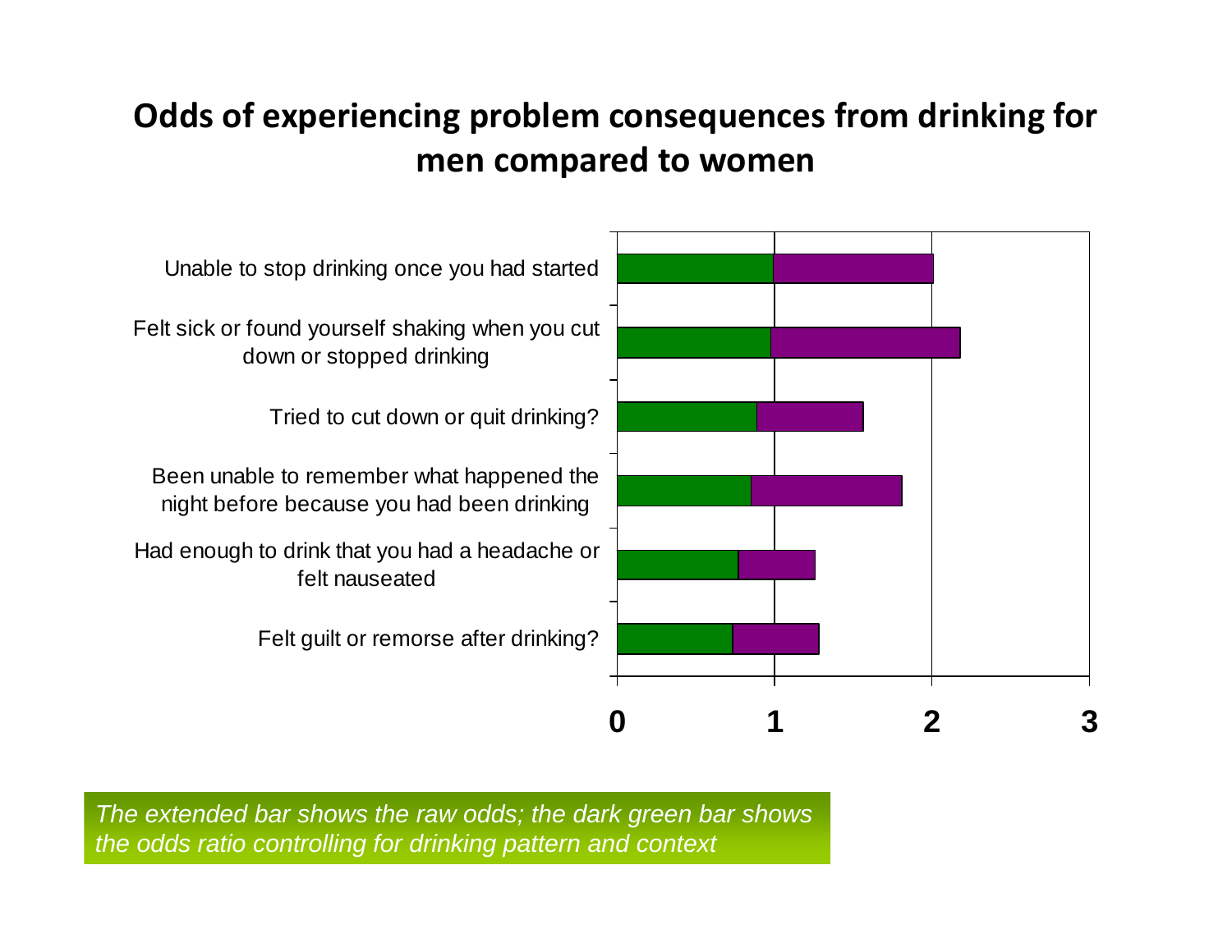# Odds of experiencing problem consequences from drinking for men compared to women

Unable to stop drinking once you had started

Felt sick or found yourself shaking when you cut down or stopped drinking

Tried to cut down or quit drinking?

Been unable to remember what happened the night before because you had been drinking

Had enough to drink that you had a headache or felt nauseated

Felt guilt or remorse after drinking?

0 1 2 3

*The extended bar shows the raw odds; the dark green bar shows the odds ratio controlling for drinking pattern and context*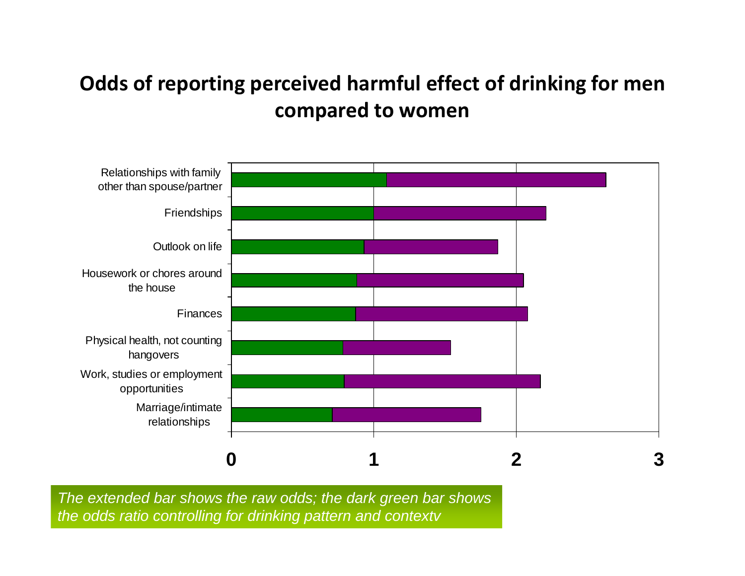## Odds of reporting perceived harmful effect of drinking for men compared to women

Relationships with family other than spouse/partner

Friendships

Outlook on life

Housework or chores around the house

Finances

Physical health, not counting hangovers

Work, studies or employment opportunities

Marriage/intimate relationships

0 1 2 3

*The extended bar shows the raw odds; the dark green bar shows the odds ratio controlling for drinking pattern and contextv*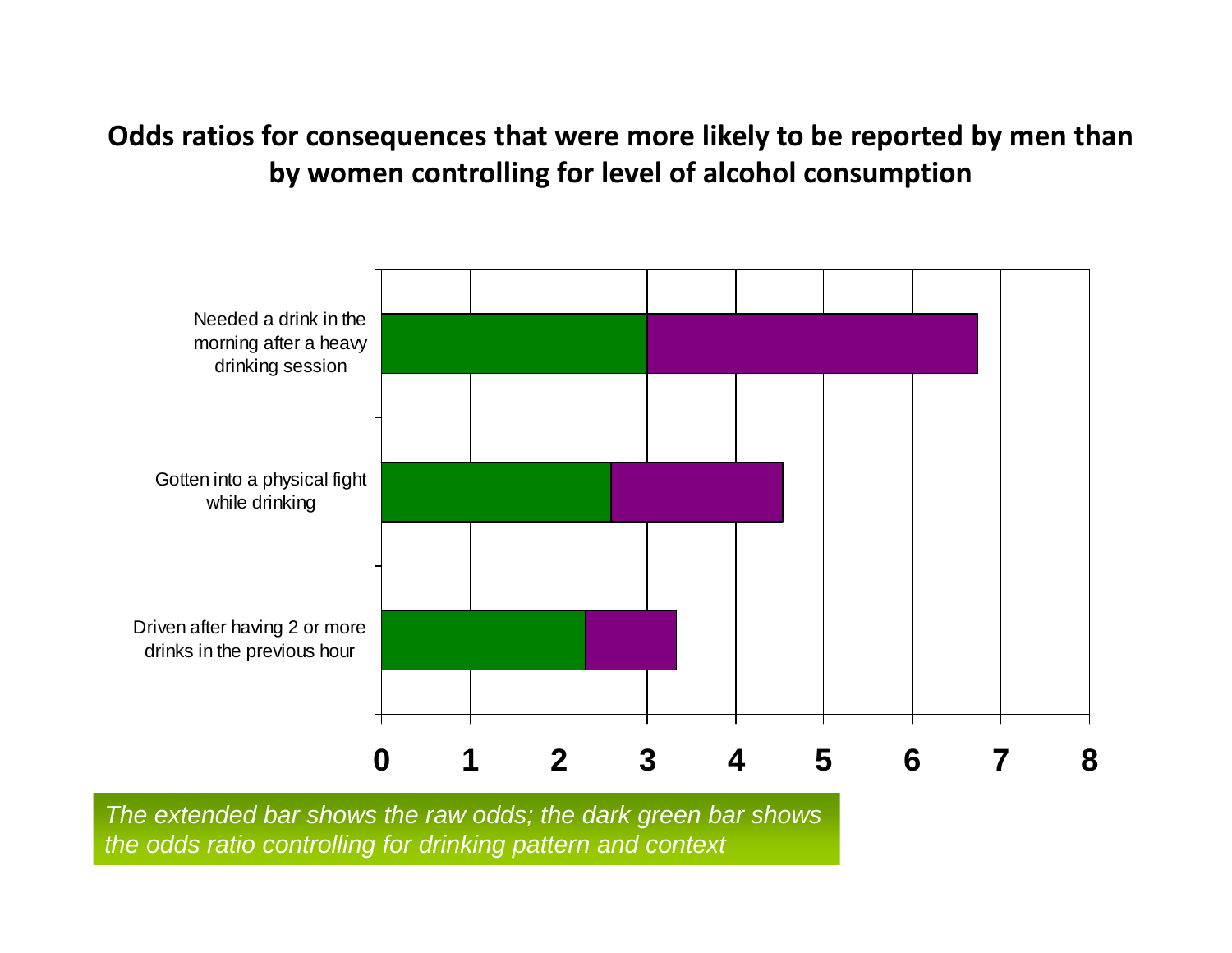**Odds ratios for consequences that were more likely to be reported by men than by women controlling for level of alcohol consumption**

Needed a drink in the morning after a heavy drinking session

Gotten into a physical fight while drinking

Driven after having 2 or more drinks in the previous hour

0 1 2 3 4 5 6 7 8

*The extended bar shows the raw odds; the dark green bar shows the odds ratio controlling for drinking pattern and context*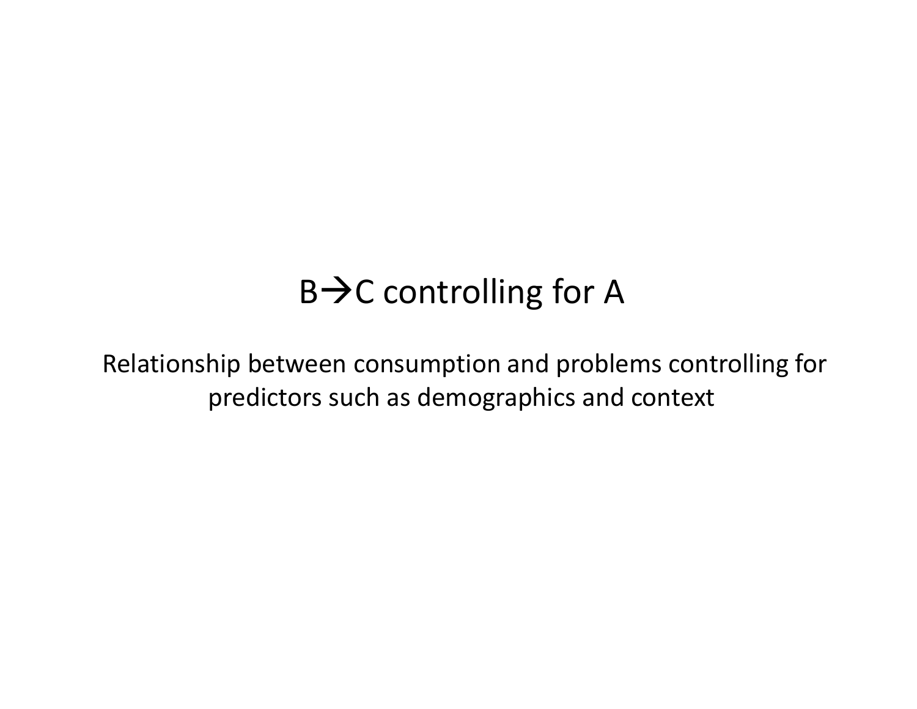# B→C controlling for A

Relationship between consumption and problems controlling for predictors such as demographics and context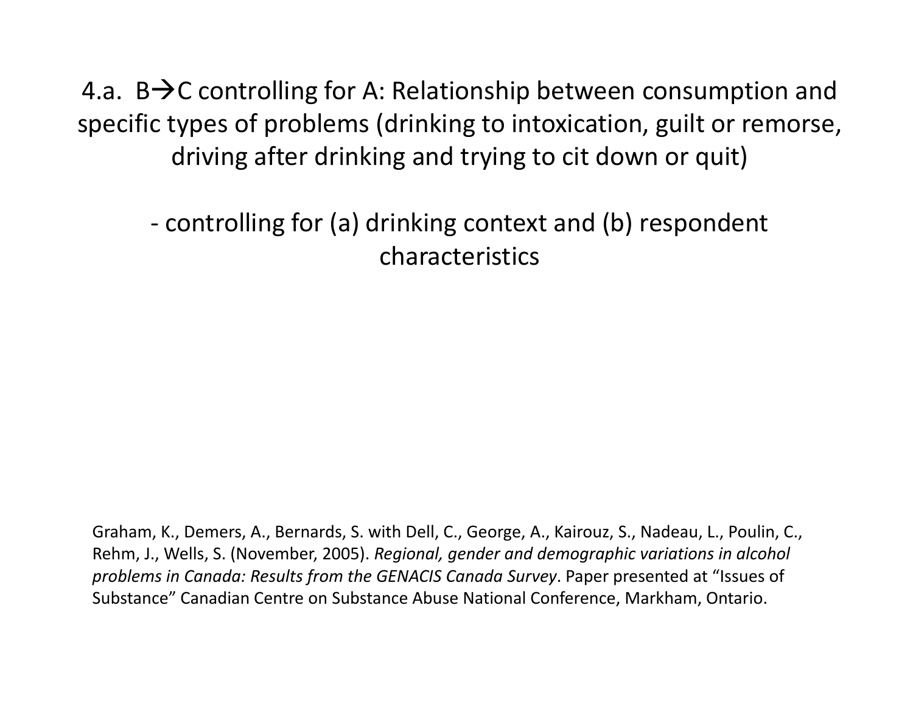# 4.a. B→C controlling for A: Relationship between consumption and specific types of problems (drinking to intoxication, guilt or remorse, driving after drinking and trying to cit down or quit)

- controlling for (a) drinking context and (b) respondent characteristics

Graham, K., Demers, A., Bernards, S. with Dell, C., George, A., Kairouz, S., Nadeau, L., Poulin, C., Rehm, J., Wells, S. (November, 2005). *Regional, gender and demographic variations in alcohol problems in Canada: Results from the GENACIS Canada Survey*. Paper presented at "Issues of Substance" Canadian Centre on Substance Abuse National Conference, Markham, Ontario.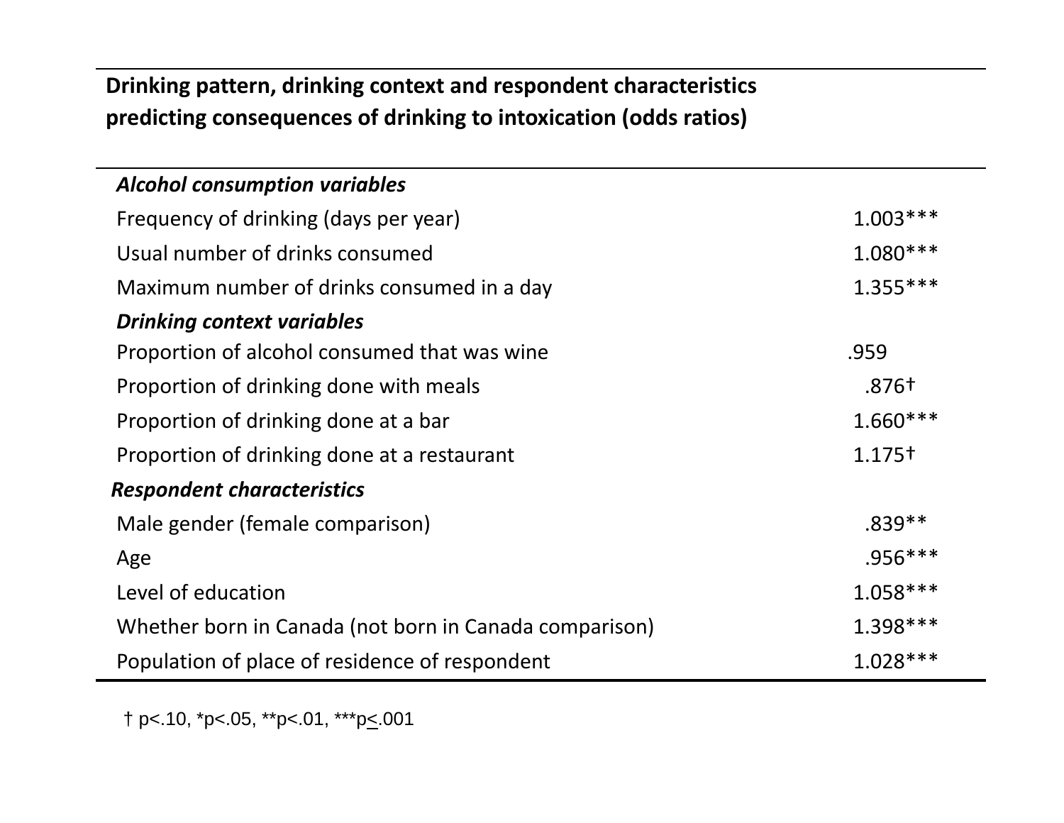**Drinking pattern, drinking context and respondent characteristics predicting consequences of drinking to intoxication (odds ratios)**

| | |
|---|---|
| ***Alcohol consumption variables*** | |
| Frequency of drinking (days per year) | 1.003*** |
| Usual number of drinks consumed | 1.080*** |
| Maximum number of drinks consumed in a day | 1.355*** |
| ***Drinking context variables*** | |
| Proportion of alcohol consumed that was wine | .959 |
| Proportion of drinking done with meals | .876† |
| Proportion of drinking done at a bar | 1.660*** |
| Proportion of drinking done at a restaurant | 1.175† |
| ***Respondent characteristics*** | |
| Male gender (female comparison) | .839** |
| Age | .956*** |
| Level of education | 1.058*** |
| Whether born in Canada (not born in Canada comparison) | 1.398*** |
| Population of place of residence of respondent | 1.028*** |

† $p<.10$, * $p<.05$, ** $p<.01$, *** $p \leq .001$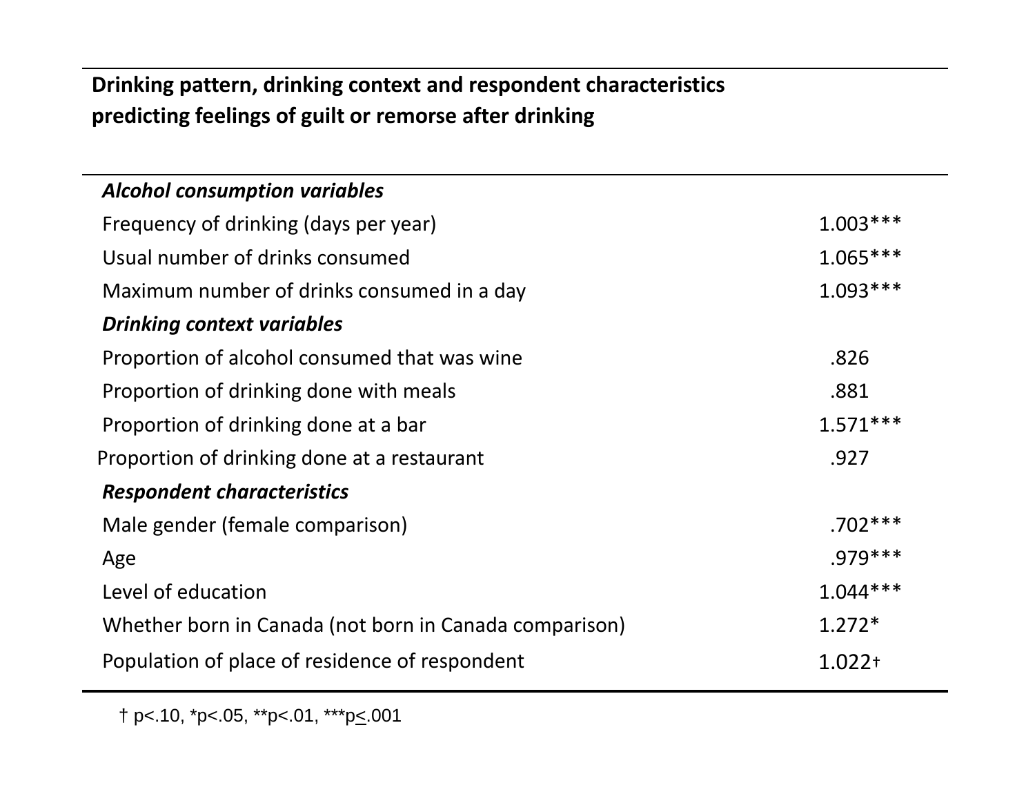**Drinking pattern, drinking context and respondent characteristics predicting feelings of guilt or remorse after drinking**

| | |
|---|---|
| ***Alcohol consumption variables*** | |
| Frequency of drinking (days per year) | 1.003*** |
| Usual number of drinks consumed | 1.065*** |
| Maximum number of drinks consumed in a day | 1.093*** |
| ***Drinking context variables*** | |
| Proportion of alcohol consumed that was wine | .826 |
| Proportion of drinking done with meals | .881 |
| Proportion of drinking done at a bar | 1.571*** |
| Proportion of drinking done at a restaurant | .927 |
| ***Respondent characteristics*** | |
| Male gender (female comparison) | .702*** |
| Age | .979*** |
| Level of education | 1.044*** |
| Whether born in Canada (not born in Canada comparison) | 1.272* |
| Population of place of residence of respondent | 1.022† |

† $p<.10$, * $p<.05$, ** $p<.01$, *** $p\leq.001$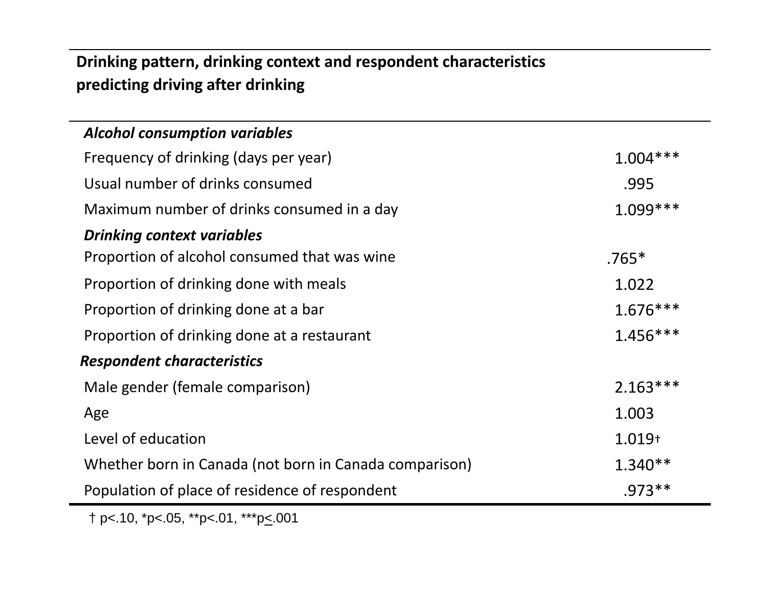**Drinking pattern, drinking context and respondent characteristics predicting driving after drinking**

| | |
|---|---|
| ***Alcohol consumption variables*** | |
| Frequency of drinking (days per year) | 1.004*** |
| Usual number of drinks consumed | .995 |
| Maximum number of drinks consumed in a day | 1.099*** |
| ***Drinking context variables*** | |
| Proportion of alcohol consumed that was wine | .765* |
| Proportion of drinking done with meals | 1.022 |
| Proportion of drinking done at a bar | 1.676*** |
| Proportion of drinking done at a restaurant | 1.456*** |
| ***Respondent characteristics*** | |
| Male gender (female comparison) | 2.163*** |
| Age | 1.003 |
| Level of education | 1.019† |
| Whether born in Canada (not born in Canada comparison) | 1.340** |
| Population of place of residence of respondent | .973** |

† $p<.10$, * $p<.05$, ** $p<.01$, *** $p\leq.001$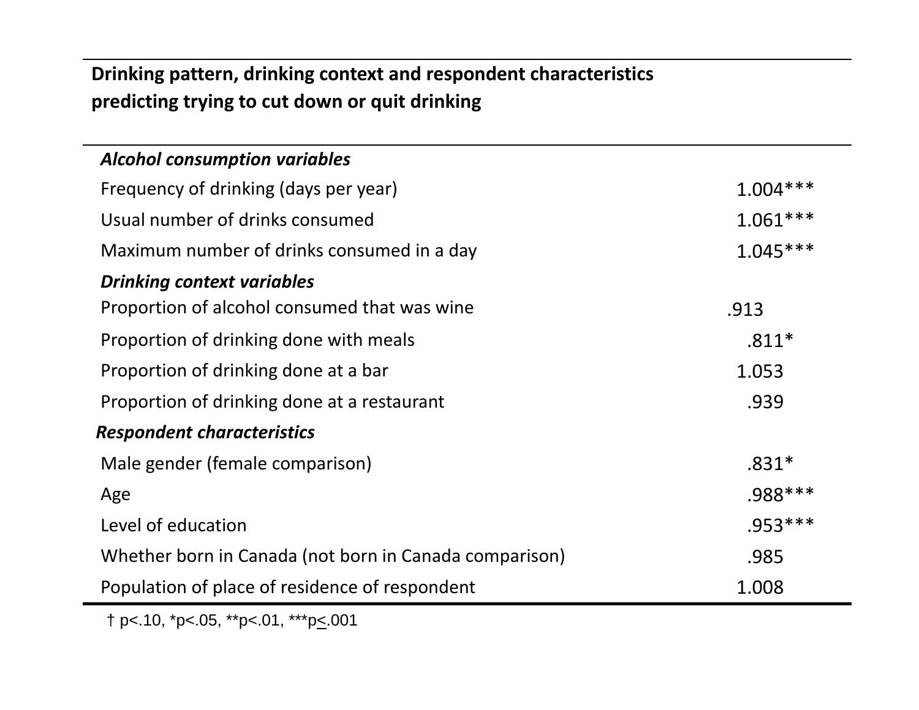**Drinking pattern, drinking context and respondent characteristics predicting trying to cut down or quit drinking**

| | |
|---|---|
| ***Alcohol consumption variables*** | |
| Frequency of drinking (days per year) | 1.004*** |
| Usual number of drinks consumed | 1.061*** |
| Maximum number of drinks consumed in a day | 1.045*** |
| ***Drinking context variables*** | |
| Proportion of alcohol consumed that was wine | .913 |
| Proportion of drinking done with meals | .811* |
| Proportion of drinking done at a bar | 1.053 |
| Proportion of drinking done at a restaurant | .939 |
| ***Respondent characteristics*** | |
| Male gender (female comparison) | .831* |
| Age | .988*** |
| Level of education | .953*** |
| Whether born in Canada (not born in Canada comparison) | .985 |
| Population of place of residence of respondent | 1.008 |

† $p<.10$, * $p<.05$, ** $p<.01$, *** $p\leq.001$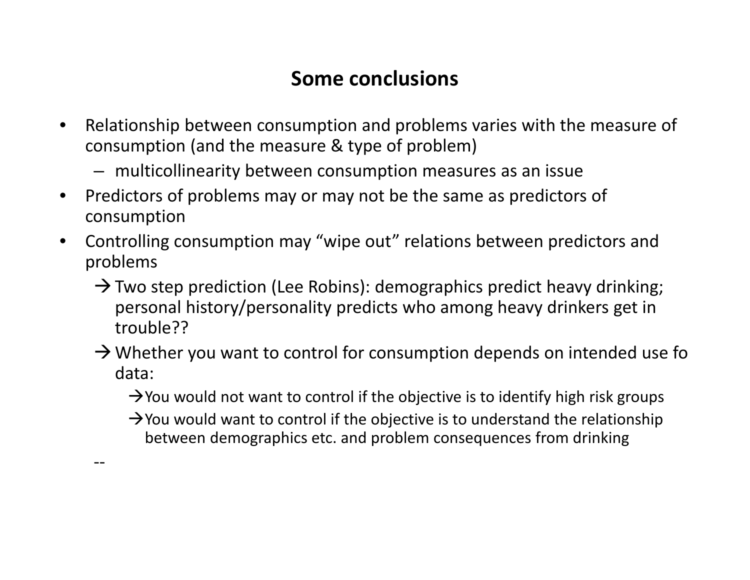## Some conclusions

- Relationship between consumption and problems varies with the measure of consumption (and the measure & type of problem)
  - multicollinearity between consumption measures as an issue
- Predictors of problems may or may not be the same as predictors of consumption
- Controlling consumption may “wipe out” relations between predictors and problems
  - → Two step prediction (Lee Robins): demographics predict heavy drinking; personal history/personality predicts who among heavy drinkers get in trouble??
  - → Whether you want to control for consumption depends on intended use fo data:
    - →You would not want to control if the objective is to identify high risk groups
    - →You would want to control if the objective is to understand the relationship between demographics etc. and problem consequences from drinking

--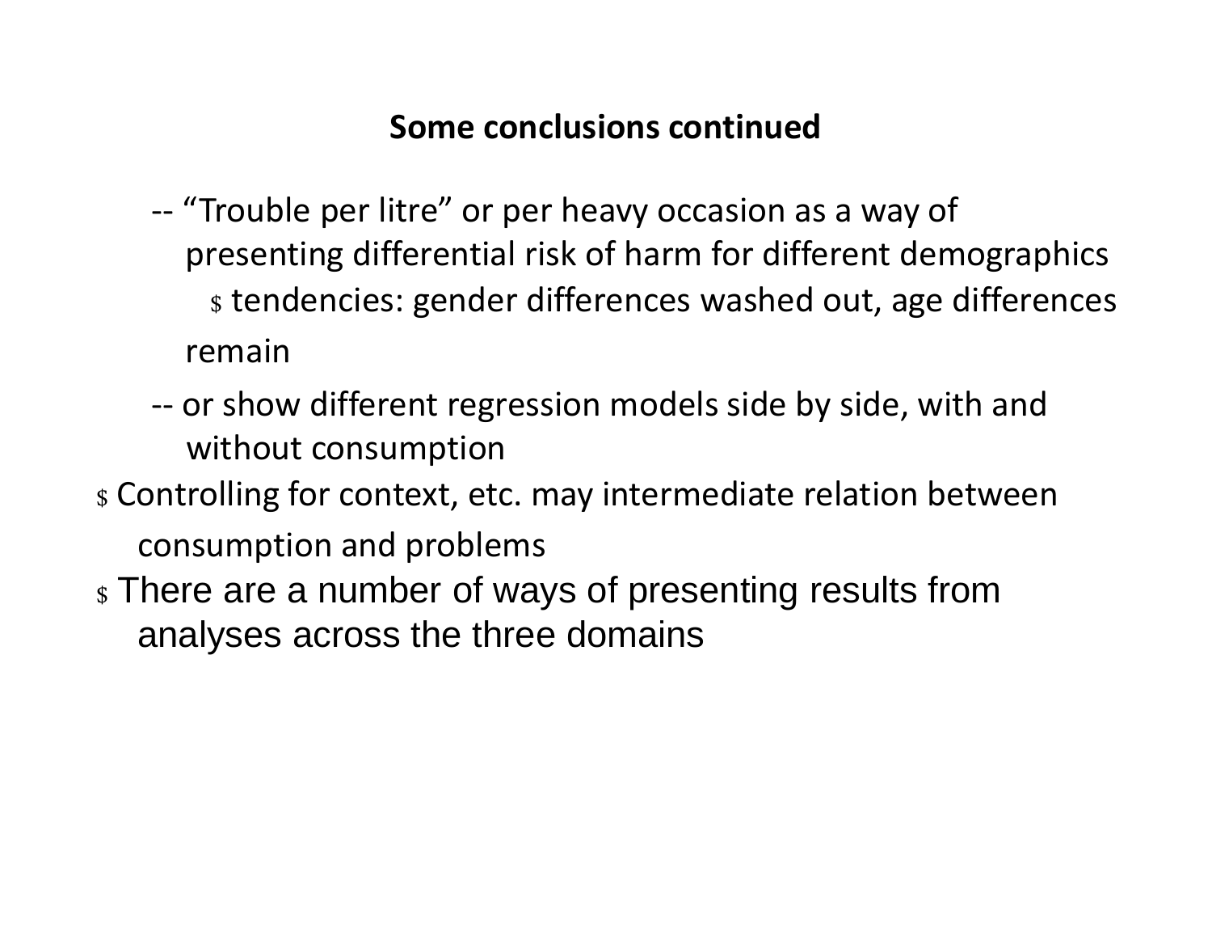**Some conclusions continued**

-- "Trouble per litre" or per heavy occasion as a way of presenting differential risk of harm for different demographics
  - $ tendencies: gender differences washed out, age differences remain

-- or show different regression models side by side, with and without consumption

- $ Controlling for context, etc. may intermediate relation between consumption and problems
- $ There are a number of ways of presenting results from analyses across the three domains